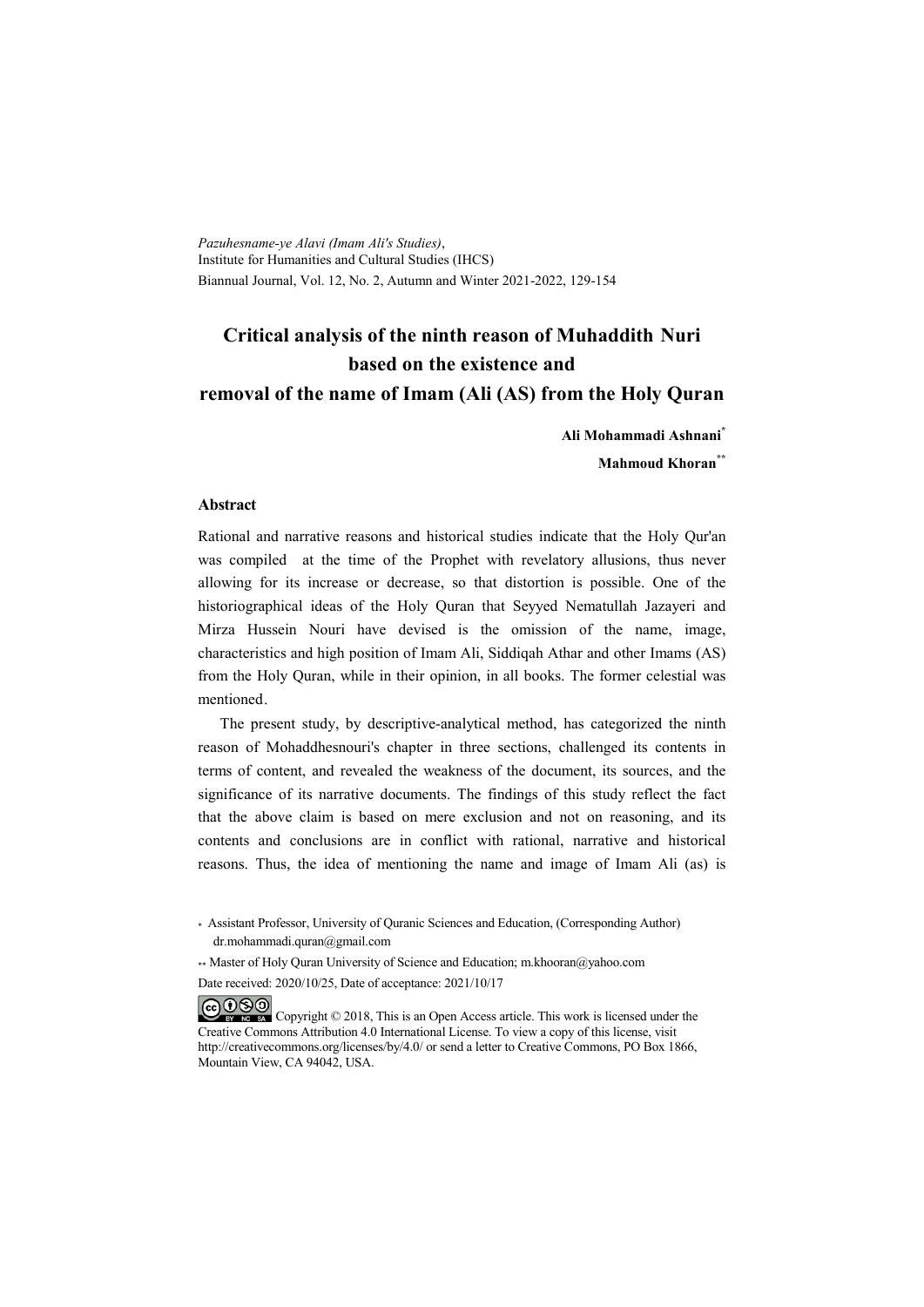*Pazuhesname-ye Alavi (Imam Ali's Studies)*,
Institute for Humanities and Cultural Studies (IHCS)
Biannual Journal, Vol. 12, No. 2, Autumn and Winter 2021-2022, 129-154

# Critical analysis of the ninth reason of Muhaddith Nuri based on the existence and removal of the name of Imam (Ali (AS) from the Holy Quran

**Ali Mohammadi Ashnani***

**Mahmoud Khoran****

### Abstract

Rational and narrative reasons and historical studies indicate that the Holy Qur'an was compiled at the time of the Prophet with revelatory allusions, thus never allowing for its increase or decrease, so that distortion is possible. One of the historiographical ideas of the Holy Quran that Seyyed Nematullah Jazayeri and Mirza Hussein Nouri have devised is the omission of the name, image, characteristics and high position of Imam Ali, Siddiqah Athar and other Imams (AS) from the Holy Quran, while in their opinion, in all books. The former celestial was mentioned.

The present study, by descriptive-analytical method, has categorized the ninth reason of Mohaddhesnouri's chapter in three sections, challenged its contents in terms of content, and revealed the weakness of the document, its sources, and the significance of its narrative documents. The findings of this study reflect the fact that the above claim is based on mere exclusion and not on reasoning, and its contents and conclusions are in conflict with rational, narrative and historical reasons. Thus, the idea of mentioning the name and image of Imam Ali (as) is

\* Assistant Professor, University of Quranic Sciences and Education, (Corresponding Author) dr.mohammadi.quran@gmail.com

\*\* Master of Holy Quran University of Science and Education; m.khooran@yahoo.com

Date received: 2020/10/25, Date of acceptance: 2021/10/17

Copyright © 2018, This is an Open Access article. This work is licensed under the Creative Commons Attribution 4.0 International License. To view a copy of this license, visit http://creativecommons.org/licenses/by/4.0/ or send a letter to Creative Commons, PO Box 1866, Mountain View, CA 94042, USA.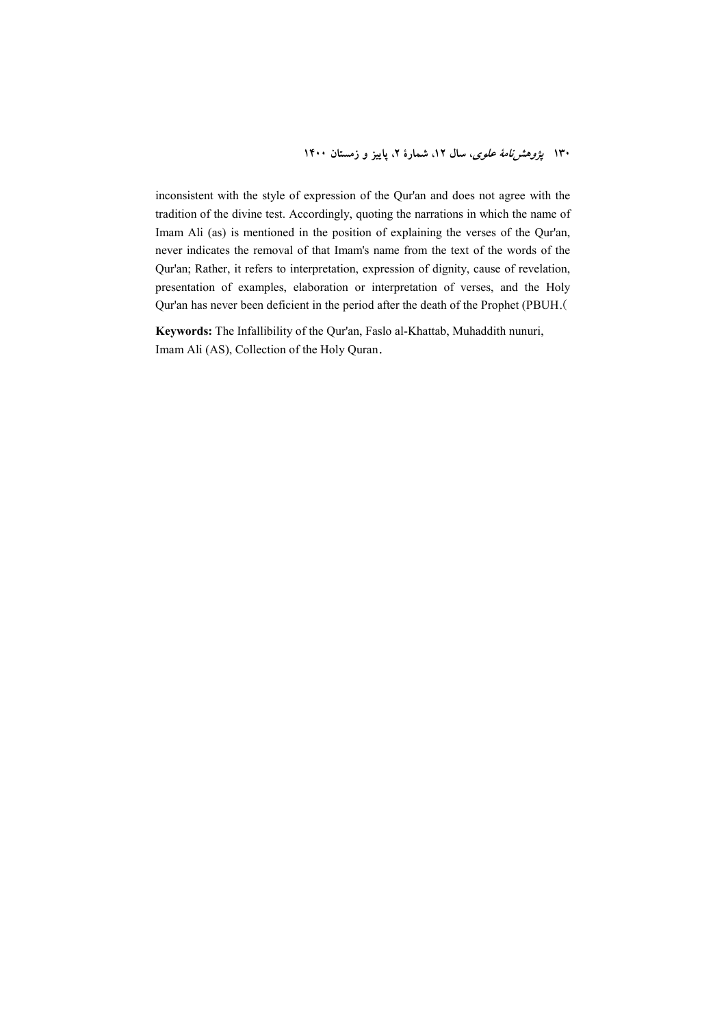inconsistent with the style of expression of the Qur'an and does not agree with the tradition of the divine test. Accordingly, quoting the narrations in which the name of Imam Ali (as) is mentioned in the position of explaining the verses of the Qur'an, never indicates the removal of that Imam's name from the text of the words of the Qur'an; Rather, it refers to interpretation, expression of dignity, cause of revelation, presentation of examples, elaboration or interpretation of verses, and the Holy Qur'an has never been deficient in the period after the death of the Prophet (PBUH.(

**Keywords:** The Infallibility of the Qur'an, Faslo al-Khattab, Muhaddith nunuri, Imam Ali (AS), Collection of the Holy Quran.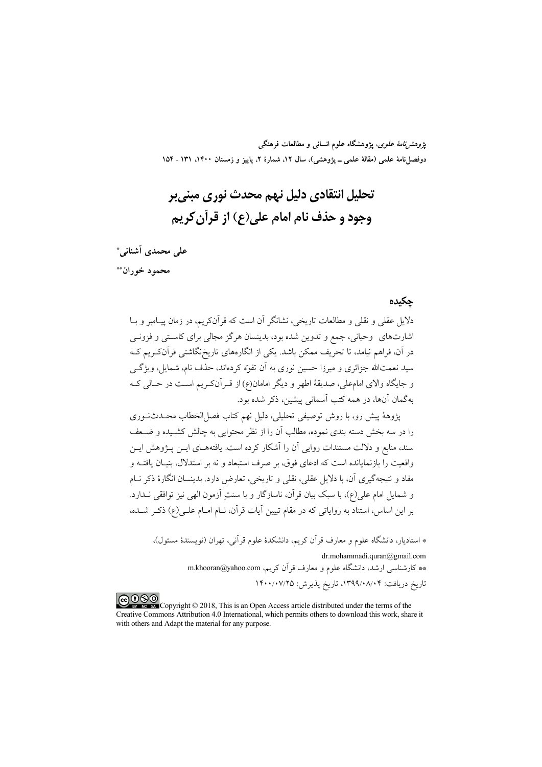# تحلیل انتقادی دلیل نهم محدث نوری مبنی‌بر وجود و حذف نام امام علی(ع) از قرآن‌کریم

**علی محمدی آشنانی***

**محمود خوران****

## چکیده

دلایل عقلی و نقلی و مطالعات تاریخی، نشانگر آن است که قرآن‌کریم، در زمان پیامبر و با اشارت‌های وحیانی، جمع و تدوین شده بود، بدینسان هرگز مجالی برای کاستی و فزونی در آن، فراهم نیامد، تا تحریف ممکن باشد. یکی از انگاره‌های تاریخ‌نگاشتی قرآن‌کریم که سید نعمت‌الله جزائری و میرزا حسین نوری به آن تفوّه کرده‌اند، حذف نام، شمایل، ویژگی و جایگاه والای امام‌علی، صدیقهٔ اطهر و دیگر امامان(ع) از قرآن‌کریم است در حالی که به‌گمان آن‌ها، در همه کتب آسمانی پیشین، ذکر شده بود.

پژوهش پیش رو، با روش توصیفی تحلیلی، دلیل نهم کتاب فصل‌الخطاب محدث‌نوری را در سه بخش دسته بندی نموده، مطالب آن را از نظر محتوایی به چالش کشیده و ضعف سند، منابع و دلالت مستندات روایی آن را آشکار کرده است. یافته‌های این پژوهش این واقعیت را بازنمایانده است که ادعای فوق، بر صرف استبعاد و نه بر استدلال، بنیان یافته و مفاد و نتیجه‌گیری آن، با دلایل عقلی، نقلی و تاریخی، تعارض دارد. بدینسان انگارهٔ ذکر نام و شمایل امام علی(ع)، با سبک بیان قرآن، ناسازگار و با سنتِ آزمون الهی نیز توافقی ندارد. بر این اساس، استناد به روایاتی که در مقام تبیین آیات قرآن، نام امام علی(ع) ذکر شده،

* استادیار، دانشگاه علوم و معارف قرآن کریم، دانشکدهٔ علوم قرآنی، تهران (نویسندهٔ مسئول)، dr.mohammadi.quran@gmail.com

** کارشناسی ارشد، دانشگاه علوم و معارف قرآن کریم، m.khooran@yahoo.com

تاریخ دریافت: ۱۳۹۹/۰۸/۰۴، تاریخ پذیرش: ۱۴۰۰/۰۷/۲۵

Copyright © 2018, This is an Open Access article distributed under the terms of the Creative Commons Attribution 4.0 International, which permits others to download this work, share it with others and Adapt the material for any purpose.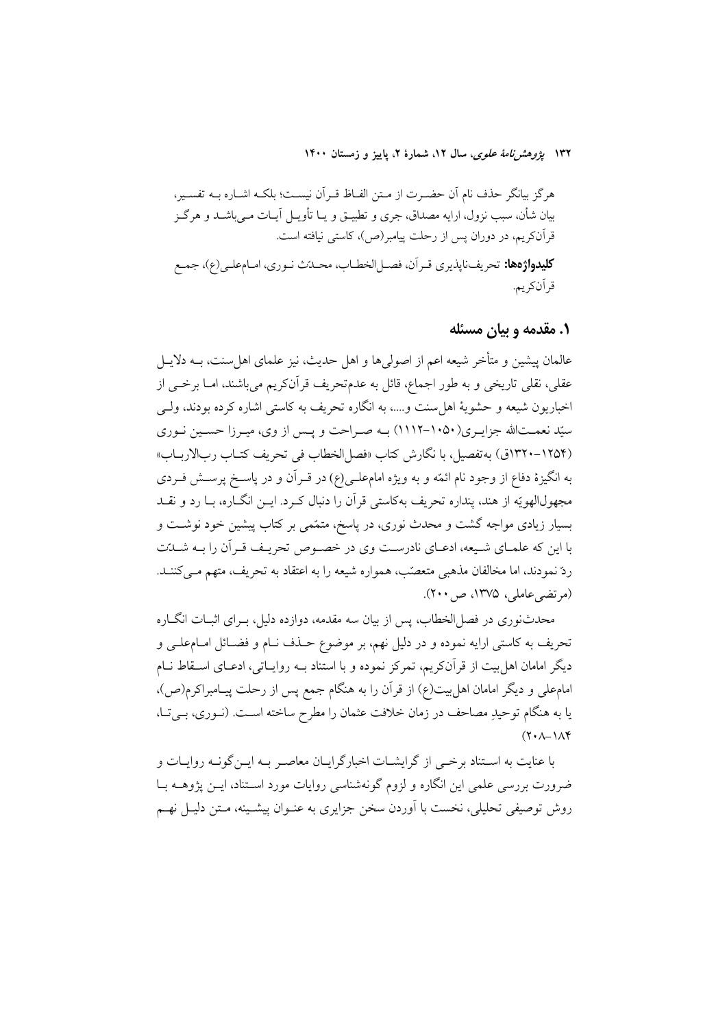هرگز بیانگر حذف نام آن حضرت از متن الفاظ قرآن نیست؛ بلکه اشاره به تفسیر، بیان شأن، سبب نزول، ارایه مصداق، جری و تطبیق و یا تأویل آیات می‌باشد و هرگز قرآن‌کریم، در دوران پس از رحلت پیامبر(ص)، کاستی نیافته است.

**کلیدواژه‌ها:** تحریف‌ناپذیری قرآن، فصل‌الخطاب، محدّث نوری، امام‌علی(ع)، جمع قرآن‌کریم.

## ۱. مقدمه و بیان مسئله

عالمان پیشین و متأخر شیعه اعم از اصولی‌ها و اهل حدیث، نیز علمای اهل‌سنت، به دلایل عقلی، نقلی تاریخی و به طور اجماع، قائل به عدم‌تحریف قرآن‌کریم می‌باشند، اما برخی از اخباریون شیعه و حشویهٔ اهل‌سنت و....، به انگاره تحریف به کاستی اشاره کرده بودند، ولی سیّد نعمت‌الله جزایری(۱۰۵۰–۱۱۱۲) به صراحت و پس از وی، میرزا حسین نوری (۱۲۵۴–۱۳۲۰ق) به‌تفصیل، با نگارش کتاب «فصل‌الخطاب فی تحریف کتاب رب‌الارباب» به انگیزهٔ دفاع از وجود نام ائمّه و به ویژه امام‌علی(ع) در قرآن و در پاسخ پرسش فردی مجهول‌الهویّه از هند، پنداره تحریف به‌کاستی قرآن را دنبال کرد. این انگاره، با رد و نقد بسیار زیادی مواجه گشت و محدث نوری، در پاسخ، متمّمی بر کتاب پیشین خود نوشت و با این که علمای شیعه، ادعای نادرست وی در خصوص تحریف قرآن را به شدّت ردّ نمودند، اما مخالفان مذهبی متعصّب، همواره شیعه را به اعتقاد به تحریف، متهم می‌کنند. (مرتضی‌عاملی، ۱۳۷۵، ص ۲۰۰).

محدث‌نوری در فصل‌الخطاب، پس از بیان سه مقدمه، دوازده دلیل، برای اثبات انگاره تحریف به کاستی ارایه نموده و در دلیل نهم، بر موضوع حذف نام و فضائل امام‌علی و دیگر امامان اهل‌بیت از قرآن‌کریم، تمرکز نموده و با استناد به روایاتی، ادعای اسقاط نام امام‌علی و دیگر امامان اهل‌بیت(ع) از قرآن را به هنگام جمع پس از رحلت پیامبراکرم(ص)، یا به هنگام توحیدِ مصاحف در زمان خلافت عثمان را مطرح ساخته است. (نوری، بی‌تا، ۱۸۴–۲۰۸)

با عنایت به استناد برخی از گرایشات اخبارگرایان معاصر به این‌گونه روایات و ضرورت بررسی علمی این انگاره و لزوم گونه‌شناسی روایات مورد استناد، این پژوهه با روش توصیفی تحلیلی، نخست با آوردن سخن جزایری به عنوان پیشینه، متن دلیل نهم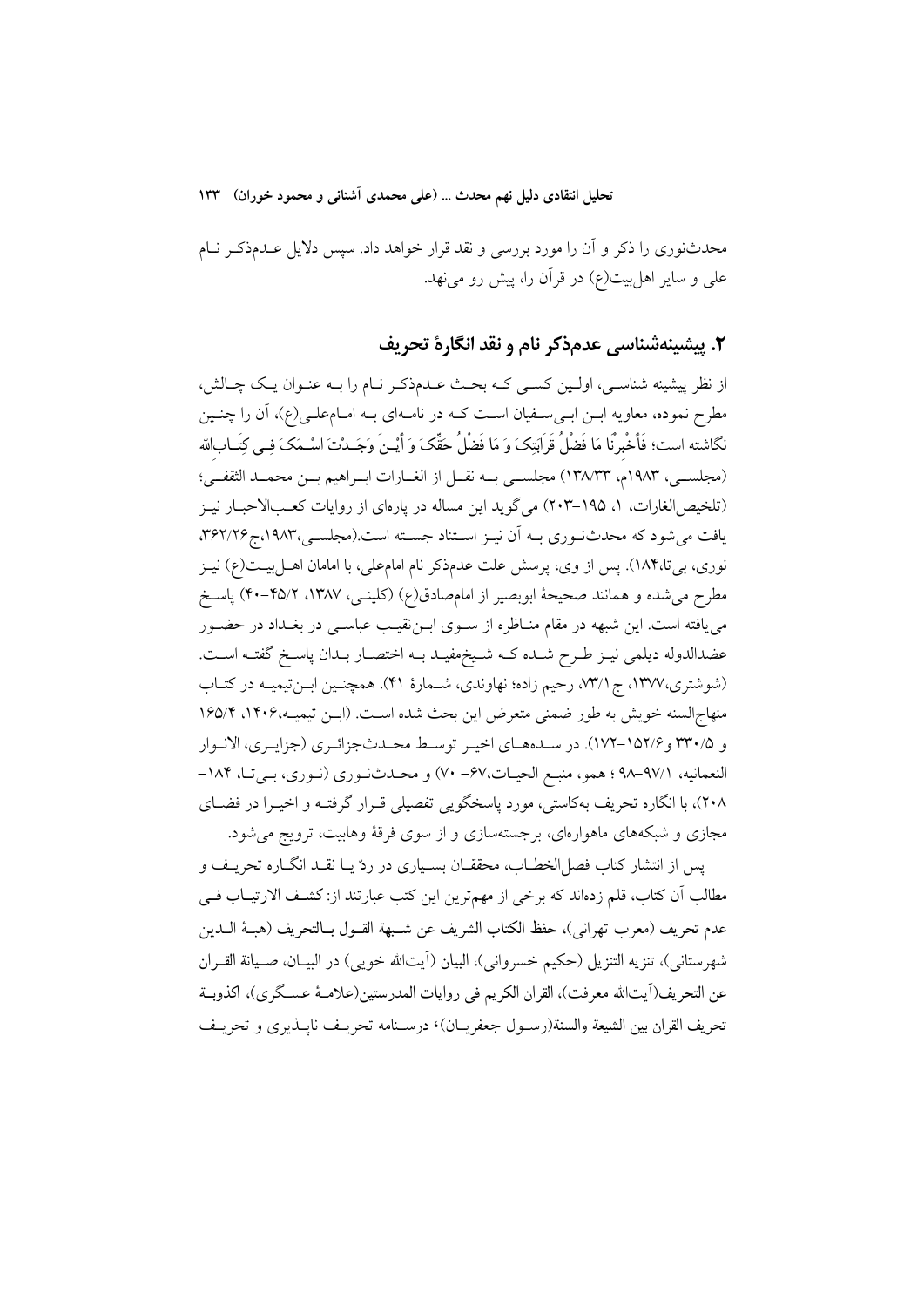محدث‌نوری را ذکر و آن را مورد بررسی و نقد قرار خواهد داد. سپس دلایل عدم‌ذکر نام علی و سایر اهل‌بیت(ع) در قرآن را، پیش رو می‌نهد.

## ۲. پیشینه‌شناسی عدم‌ذکر نام و نقد انگارهٔ تحریف

از نظر پیشینه شناسی، اولین کسی که بحث عدم‌ذکر نام را به عنوان یک چالش، مطرح نموده، معاویه ابن ابی‌سفیان است که در نامه‌ای به امام‌علی(ع)، آن را چنین نگاشته است؛ فَأَخْبِرْنَا مَا فَضْلُ قَرَابَتِکَ وَ مَا فَضْلُ حَقِّکَ وَ أَیْنَ وَجَدْتَ اسْمَکَ فِی کِتَابِ‌الله (مجلسی، ۱۹۸۳م، ۱۳۸/۳۳) مجلسی به نقل از الغارات ابراهیم بن محمد الثقفی؛ (تلخیص‌الغارات، ۱، ۱۹۵–۲۰۳) می‌گوید این مساله در پاره‌ای از روایات کعب‌الاحبار نیز یافت می‌شود که محدث‌نوری به آن نیز استناد جسته است.(مجلسی،۱۹۸۳،ج۳۶۲/۲۶، نوری، بی‌تا،۱۸۴). پس از وی، پرسش علت عدم‌ذکر نام امام‌علی، با امامان اهل‌بیت(ع) نیز مطرح می‌شده و همانند صحیحهٔ ابوبصیر از امام‌صادق(ع) (کلینی، ۱۳۸۷، ۴۵/۲–۴۰) پاسخ می‌یافته است. این شبهه در مقام مناظره از سوی ابن‌نقیب عباسی در بغداد در حضور عضدالدوله دیلمی نیز طرح شده که شیخ‌مفید به اختصار بدان پاسخ گفته است. (شوشتری،۱۳۷۷، ج۷۳/۱، رحیم زاده؛ نهاوندی، شمارهٔ ۴۱). همچنین ابن‌تیمیه در کتاب منهاج‌السنه خویش به طور ضمنی متعرض این بحث شده است. (ابن تیمیه،۱۴۰۶، ۱۶۵/۴ و ۳۳۰/۵ و۱۵۲/۶–۱۷۲). در سده‌های اخیر توسط محدث‌جزائری (جزایری، الانوار النعمانیه، ۹۷/۱–۹۸ ؛ همو، منبع الحیات،۶۷– ۷۰) و محدث‌نوری (نوری، بی‌تا، ۱۸۴– ۲۰۸)، با انگاره تحریف به‌کاستی، مورد پاسخگویی تفصیلی قرار گرفته و اخیرا در فضای مجازی و شبکه‌های ماهواره‌ای، برجسته‌سازی و از سوی فرقهٔ وهابیت، ترویج می‌شود.

پس از انتشار کتاب فصل‌الخطاب، محققان بسیاری در ردّ یا نقد انگاره تحریف و مطالب آن کتاب، قلم زده‌اند که برخی از مهم‌ترین این کتب عبارتند از: کشف الارتیاب فی عدم تحریف (معرب تهرانی)، حفظ الکتاب الشریف عن شبهة القول بالتحریف (هبة الدین شهرستانی)، تنزیه التنزیل (حکیم خسروانی)، البیان (آیت‌الله خویی) در البیان، صیانة القران عن التحریف(آیت‌الله معرفت)، القران الکریم فی روایات المدرستین(علامهٔ عسگری)، اکذوبة تحریف القران بین الشیعة والسنة(رسول جعفریان)؛ درسنامه تحریف ناپذیری و تحریف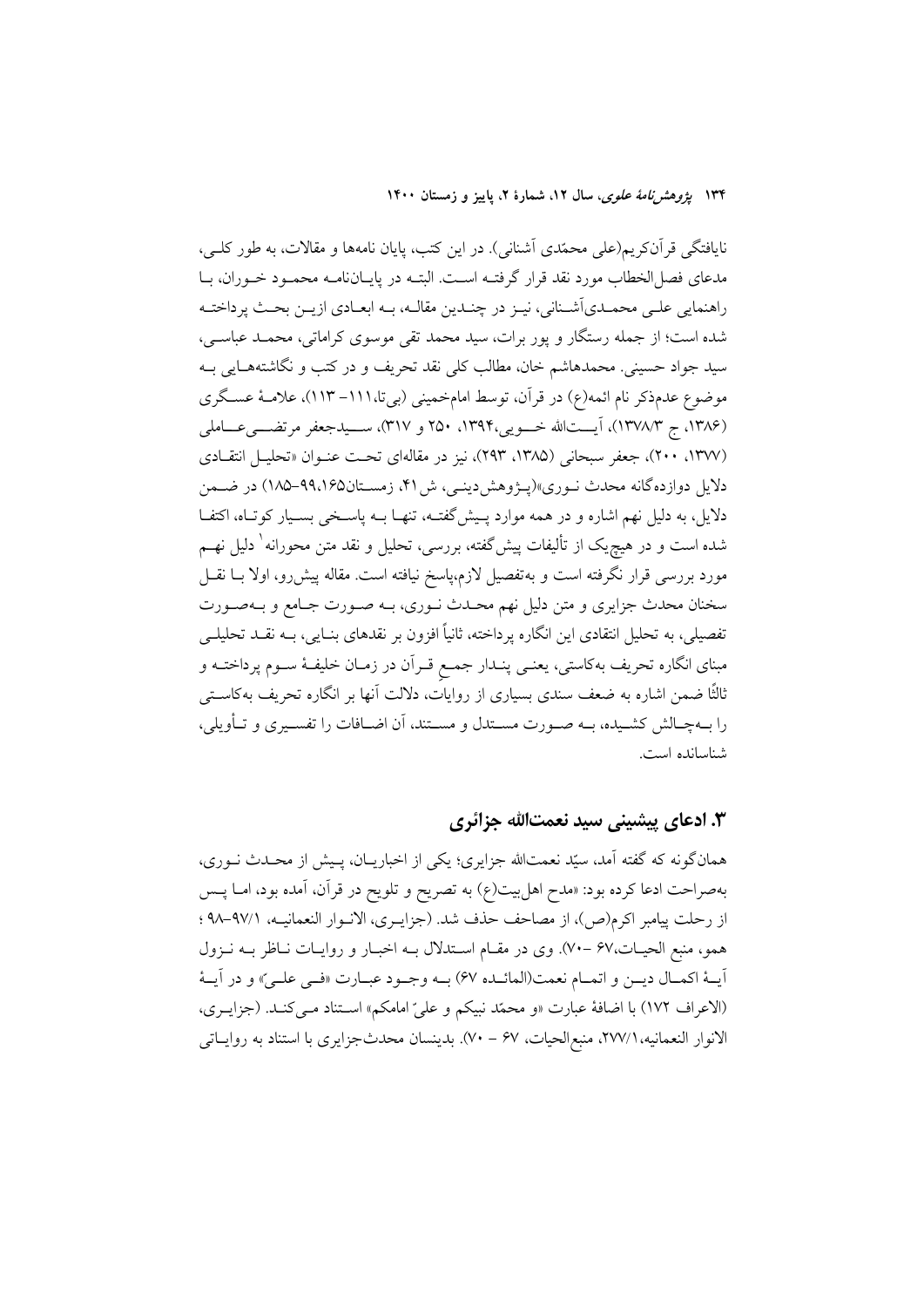نایافتگی قرآن‌کریم(علی محمّدی آشنانی). در این کتب، پایان نامه‌ها و مقالات، به طور کلـی، مدعای فصل‌الخطاب مورد نقد قرار گرفتـه اسـت. البتـه در پایـان‌نامـه محمـود خـوران، بـا راهنمایی علـی محمـدی‌آشـنانی، نیـز در چنـدین مقالـه، بـه ابعـادی ازیـن بحـث پرداختـه شده است؛ از جمله رستگار و پور برات، سید محمد تقی موسوی کراماتی، محمـد عباسـی، سید جواد حسینی. محمدهاشم خان، مطالب کلی نقد تحریف و در کتب و نگاشته‌هـایی بـه موضوع عدم‌ذکر نام ائمه(ع) در قرآن، توسط امام‌خمینی (بی‌تا،۱۱۱– ۱۱۳)، علامـهٔ عسـگری (۱۳۸۶، ج ۱۳۷۸/۳)، آیـت‌الله خـویی،۱۳۹۴، ۲۵۰ و ۳۱۷)، سـیدجعفر مرتضـی‌عـاملی (۱۳۷۷، ۲۰۰)، جعفر سبحانی (۱۳۸۵، ۲۹۳)، نیز در مقاله‌ای تحـت عنـوان «تحلیـل انتقـادی دلایل دوازده‌گانه محدث نـوری»(پـژوهش‌دینـی، ش۴۱، زمسـتان۹۹،۱۶۵–۱۸۵) در ضـمن دلایل، به دلیل نهم اشاره و در همه موارد پـیش‌گفتـه، تنهـا بـه پاسـخی بسـیار کوتـاه، اکتفـا شده است و در هیچ‌یک از تألیفات پیش‌گفته، بررسی، تحلیل و نقد متن محورانه[1] دلیل نهـم مورد بررسی قرار نگرفته است و به‌تفصیل لازم،پاسخ نیافته است. مقاله پیش‌رو، اولا بـا نقـل سخنان محدث جزایری و متن دلیل نهم محـدث نـوری، بـه صـورت جـامع و بـه‌صـورت تفصیلی، به تحلیل انتقادی این انگاره پرداخته، ثانیاً افزون بر نقدهای بنـایی، بـه نقـد تحلیلـی مبنای انگاره تحریف به‌کاستی، یعنـی پنـدار جمـعِ قـرآن در زمـان خلیفـهٔ سـوم پرداختـه و ثالثًا ضمن اشاره به ضعف سندی بسیاری از روایات، دلالت آنها بر انگاره تحریف به‌کاسـتی را بـه‌چـالش کشـیده، بـه صـورت مسـتدل و مسـتند، آن اضـافات را تفسـیری و تـأویلی، شناسانده است.

## ۳. ادعای پیشینی سید نعمت‌الله جزائری

همان‌گونه که گفته آمد، سیّد نعمت‌الله جزایری؛ یکی از اخباریـان، پـیش از محـدث نـوری، به‌صراحت ادعا کرده بود: «مدح اهل‌بیت(ع) به تصریح و تلویح در قرآن، آمده بود، امـا پـس از رحلت پیامبر اکرم(ص)، از مصاحف حذف شد. (جزایـری، الانـوار النعمانیـه، ۹۷/۱–۹۸ ؛ همو، منبع الحیـات،۶۷ –۷۰). وی در مقـام اسـتدلال بـه اخبـار و روایـات نـاظر بـه نـزول آیـهٔ اکمـال دیـن و اتمـام نعمت(المائـده ۶۷) بـه وجـود عبـارت «فـی علـیّ» و در آیـهٔ (الاعراف ۱۷۲) با اضافهٔ عبارت «و محمّد نبیکم و علیّ امامکم» اسـتناد مـی‌کنـد. (جزایـری، الانوار النعمانیه،۲۷۷/۱، منبع‌الحیات، ۶۷ – ۷۰). بدینسان محدث‌جزایری با استناد به روایـاتی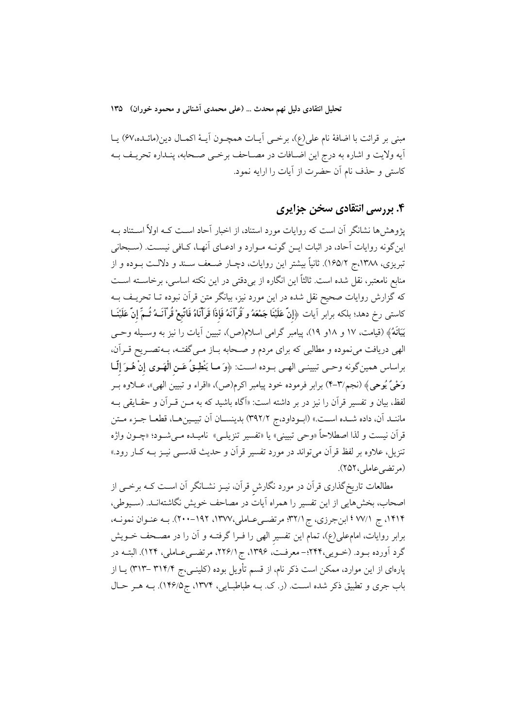مبنی بر قرائت با اضافهٔ نام علی(ع)، برخـی آیـات همچـون آیـهٔ اکمـال دین(مائـده،۶۷) یـا آیه ولایت و اشاره به درج این اضـافات در مصـاحف برخـی صـحابه، پنـداره تحریـف بـه کاستی و حذف نام آن حضرت از آیات را ارایه نمود.

## ۴. بررسی انتقادی سخن جزایری

پژوهش‌ها نشانگر آن است که روایات مورد استناد، از اخبار آحاد اسـت کـه اولاً اسـتناد بـه این‌گونه روایات آحاد، در اثبات ایـن گونـه مـوارد و ادعـای آنهـا، کـافی نیسـت. (سـبحانی تبریزی، ۱۳۸۸،ج ۱۶۵/۲). ثانیاً بیشتر این روایات، دچـار ضـعف سـند و دلالـت بـوده و از منابع نامعتبر، نقل شده است. ثالثاً این انگاره از بی‌دقتی در این نکته اساسی، برخاسـته اسـت که گزارش روایات صحیح نقل شده در این مورد نیز، بیانگر متن قرآن نبوده تـا تحریـف بـه کاستی رخ دهد؛ بلکه برابر آیات ﴿إِنَّ عَلَيْنَا جَمْعَهُ و قُرْآنَهُ فَإِذَا قَرَأْنَاهُ فَاتَّبِعْ قُرْآنَـهُ ثُـمَّ إِنَّ عَلَيْنَـا بَيَانَهُ﴾ (قیامت، ۱۷ و ۱۸و ۱۹)، پیامبر گرامی اسلام(ص)، تبیین آیات را نیز به وسـیله وحـی الهی دریافت می‌نموده و مطالبی که برای مردم و صحابه بـاز مـی‌گفتـه، بـه‌تصـریح قـرآن، براساس همین‌گونه وحـی تبیینـی الهـی بـوده اسـت: ﴿وَ مـا يَنْطِـقُ عَـنِ الْهَـوى إِنْ هُـوَ إِلّـا وَحْيٌ يُوحى﴾ (نجم/۳-۴) برابر فرموده خود پیامبر اکرم(ص)، «اقراء و تبیین الهی»، عـلاوه بـر لفظ، بیان و تفسیر قرآن را نیز در بر داشته است: «آگاه باشید که به مـن قـرآن و حقـایقی بـه ماننـد آن، داده شـده اسـت.» (ابـوداود،ج ۳۹۲/۲) بدینسـان آن تبیـین‌هـا، قطعـا جـزء مـتن قرآن نیست و لذا اصطلاحاً «وحی تبیینی» یا «تفسیر تنزیلـی» نامیـده مـی‌شـود؛ «چـون واژه تنزیل، علاوه بر لفظ قرآن می‌تواند در مورد تفسیر قرآن و حدیث قدسـی نیـز بـه کـار رود.» (مرتضی‌عاملی،۲۵۲).

مطالعات تاریخ‌گذاری قرآن در مورد نگارش قرآن، نیـز نشـانگر آن اسـت کـه برخـی از اصحاب، بخش‌هایی از این تفسیر را همراه آیات در مصاحف خویش نگاشته‌انـد. (سـیوطی، ۱۴۱۴، ج ۷۷/۱ ؛ ابن‌جزری، ج ۳۲/۱؛ مرتضـی‌عـاملی،۱۳۷۷، ۱۹۲–۲۰۰). بـه عنـوان نمونـه، برابر روایات، امام‌علی(ع)، تمام این تفسیر الهی را فـرا گرفتـه و آن را در مصـحف خـویش گرد آورده بـود. (خـویی،۲۴۴؛– معرفـت، ۱۳۹۶، ج۲۲۶/۱، مرتضـی‌عـاملی، ۱۲۴). البتـه در پاره‌ای از این موارد، ممکن است ذکر نام، از قسم تأویل بوده (کلینـی،ج ۳۱۴/۴ –۳۱۳) یـا از باب جری و تطبیق ذکر شده اسـت. (ر. ک. بـه طباطبـایی، ۱۳۷۴، ج۱۴۶/۵). بـه هـر حـال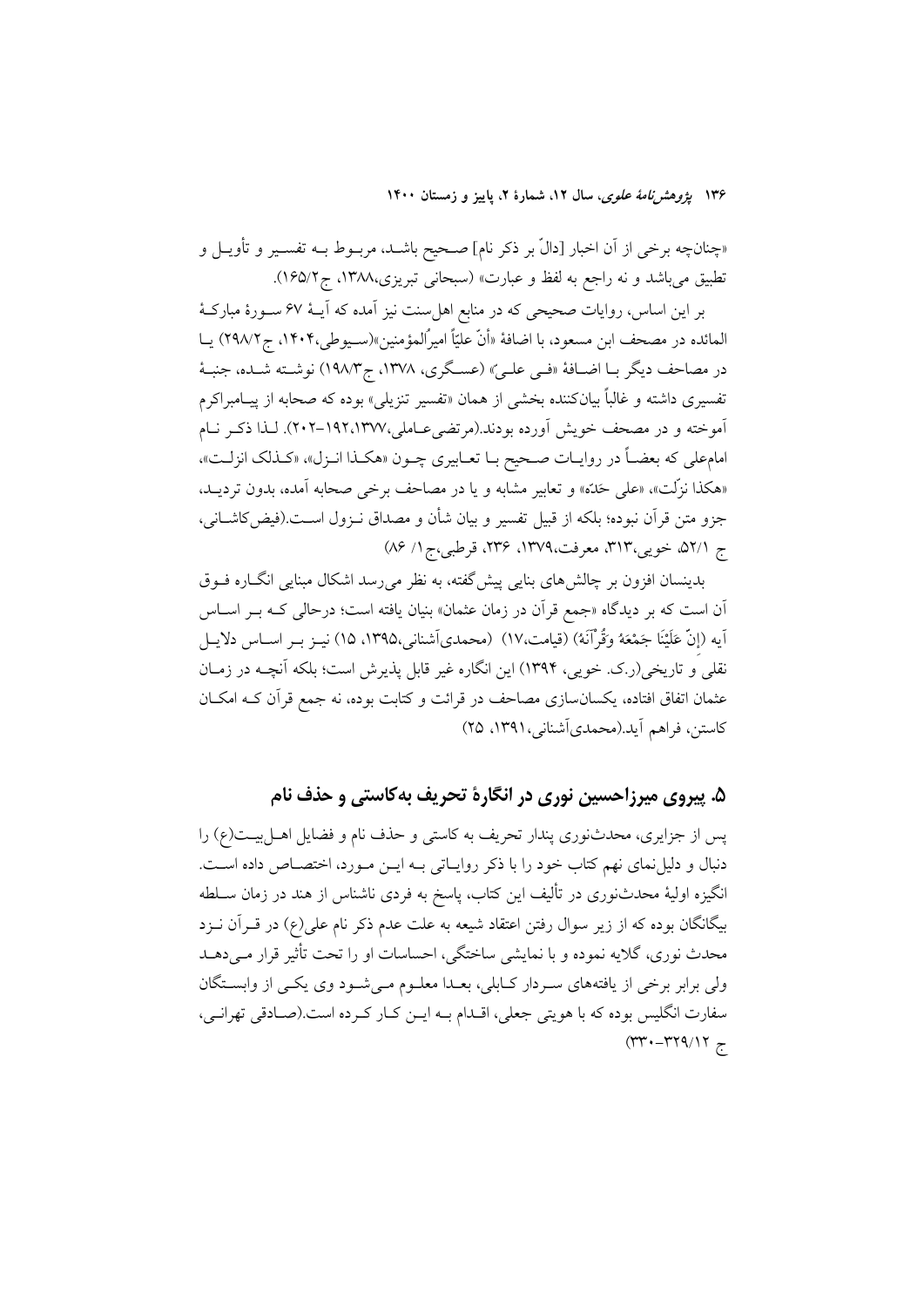«چنانچه برخی از آن اخبار [دالّ بر ذکر نام] صحیح باشد، مربوط به تفسیر و تأویل و تطبیق می‌باشد و نه راجع به لفظ و عبارت» (سبحانی تبریزی،۱۳۸۸، ج۲/۱۶۵).

بر این اساس، روایات صحیحی که در منابع اهل‌سنت نیز آمده که آیهٔ ۶۷ سورهٔ مبارکهٔ المائده در مصحف ابن مسعود، با اضافهٔ «أنّ علیاً امیرُالمؤمنین»(سیوطی،۱۴۰۴، ج۲/۲۹۸) یا در مصاحف دیگر با اضافهٔ «فی علی» (عسگری، ۱۳۷۸، ج۳/۱۹۸) نوشته شده، جنبهٔ تفسیری داشته و غالباً بیان‌کننده بخشی از همان «تفسیر تنزیلی» بوده که صحابه از پیامبراکرم آموخته و در مصحف خویش آورده بودند.(مرتضی‌عاملی،۱۳۷۷،۱۹۲–۲۰۲). لذا ذکر نام امام‌علی که بعضاً در روایات صحیح با تعابیری چون «هکذا انزل»، «کذلک انزلت»، «هکذا نزّلت»، «علی حَدّه» و تعابیر مشابه و یا در مصاحف برخی صحابه آمده، بدون تردید، جزو متن قرآن نبوده؛ بلکه از قبیل تفسیر و بیان شأن و مصداق نزول است.(فیض‌کاشانی، ج ۵۲/۱، خویی،۳۱۳، معرفت،۱۳۷۹، ۲۳۶، قرطبی،ج۱/ ۸۶)

بدینسان افزون بر چالش‌های بنایی پیش‌گفته، به نظر می‌رسد اشکال مبنایی انگاره فوق آن است که بر دیدگاه «جمع قرآن در زمان عثمان» بنیان یافته است؛ درحالی که بر اساس آیه (إِنَّ عَلَيْنَا جَمْعَهُ وَقُرْآنَهُ) (قیامت،۱۷) (محمدی‌آشنانی،۱۳۹۵، ۱۵) نیز بر اساس دلایل نقلی و تاریخی(ر.ک. خویی، ۱۳۹۴) این انگاره غیر قابل پذیرش است؛ بلکه آنچه در زمان عثمان اتفاق افتاده، یکسان‌سازی مصاحف در قرائت و کتابت بوده، نه جمع قرآن که امکان کاستن، فراهم آید.(محمدی‌آشنانی، ۱۳۹۱، ۲۵)

## ۵. پیروی میرزاحسین نوری در انگارهٔ تحریف به‌کاستی و حذف نام

پس از جزایری، محدث‌نوری پندار تحریف به کاستی و حذف نام و فضایل اهل‌بیت(ع) را دنبال و دلیل‌نمای نهم کتاب خود را با ذکر روایاتی به این مورد، اختصاص داده است. انگیزه اولیهٔ محدث‌نوری در تألیف این کتاب، پاسخ به فردی ناشناس از هند در زمان سلطه بیگانگان بوده که از زیر سوال رفتن اعتقاد شیعه به علت عدم ذکر نام علی(ع) در قرآن نزد محدث نوری، گلایه نموده و با نمایشی ساختگی، احساسات او را تحت تأثیر قرار می‌دهد ولی برابر برخی از یافته‌های سردار کابلی، بعدا معلوم می‌شود وی یکی از وابستگان سفارت انگلیس بوده که با هویتی جعلی، اقدام به این کار کرده است.(صادقی تهرانی، ج ۱۲/۳۲۹–۳۳۰)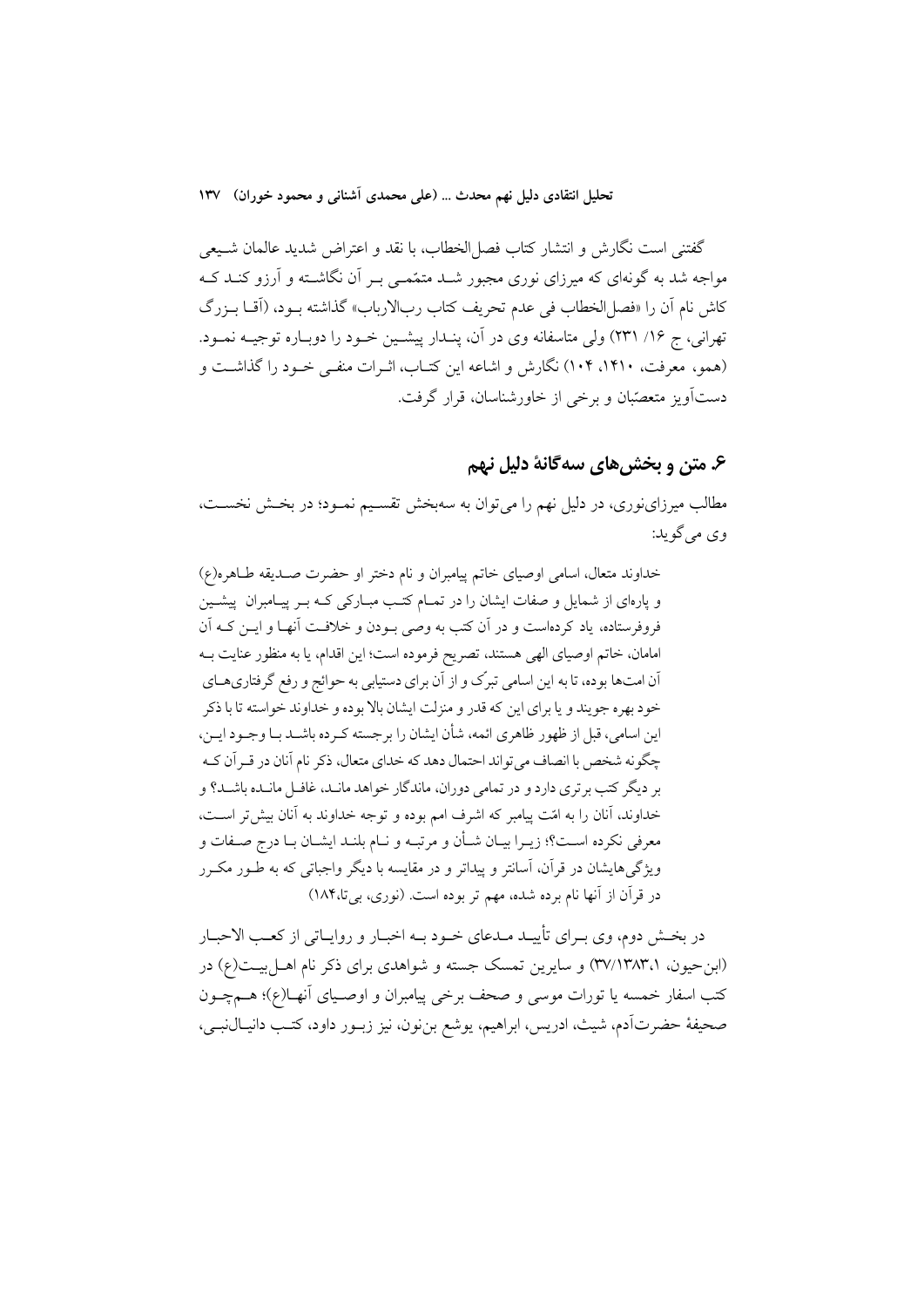گفتنی است نگارش و انتشار کتاب فصل‌الخطاب، با نقد و اعتراض شدید عالمان شیعی مواجه شد به گونه‌ای که میرزای نوری مجبور شد متمّمی بر آن نگاشته و آرزو کند که کاش نام آن را «فصل‌الخطاب فی عدم تحریف کتاب رب‌الارباب» گذاشته بود، (آقا بزرگ تهرانی، ج ۱۶/ ۲۳۱) ولی متاسفانه وی در آن، پندار پیشین خود را دوباره توجیه نمود. (همو، معرفت، ۱۴۱۰، ۱۰۴) نگارش و اشاعه این کتاب، اثرات منفی خود را گذاشت و دست‌آویز متعصّبان و برخی از خاورشناسان، قرار گرفت.

## ۶. متن و بخش‌های سه‌گانهٔ دلیل نهم

مطالب میرزای‌نوری، در دلیل نهم را می‌توان به سه‌بخش تقسیم نمود؛ در بخش نخست، وی می‌گوید:

> خداوند متعال، اسامی اوصیای خاتم پیامبران و نام دختر او حضرت صدیقه طاهره(ع) و پاره‌ای از شمایل و صفات ایشان را در تمام کتب مبارکی که بر پیامبران پیشین فروفرستاده، یاد کرده‌است و در آن کتب به وصی بودن و خلافت آنها و این که آن امامان، خاتم اوصیای الهی هستند، تصریح فرموده است؛ این اقدام، یا به منظور عنایت به آن امت‌ها بوده، تا به این اسامی تبرّک و از آن برای دستیابی به حوائج و رفع گرفتاری‌های خود بهره جویند و یا برای این که قدر و منزلت ایشان بالا بوده و خداوند خواسته تا با ذکر این اسامی، قبل از ظهور ظاهری ائمه، شأن ایشان را برجسته کرده باشد با وجود این، چگونه شخص با انصاف می‌تواند احتمال دهد که خدای متعال، ذکر نام آنان در قرآن که بر دیگر کتب برتری دارد و در تمامی دوران، ماندگار خواهد ماند، غافل مانده باشد؟ و خداوند، آنان را به امّت پیامبر که اشرف امم بوده و توجه خداوند به آنان بیش‌تر است، معرفی نکرده است؟؛ زیرا بیان شأن و مرتبه و نام بلند ایشان با درج صفات و ویژگی‌هایشان در قرآن، آسانتر و پیداتر و در مقایسه با دیگر واجباتی که به طور مکرر در قرآن از آنها نام برده شده، مهم تر بوده است. (نوری، بی‌تا،۱۸۴)

در بخش دوم، وی برای تأیید مدعای خود به اخبار و روایاتی از کعب الاحبار (ابن‌حیون، ۳۷/۱۳۸۳،۱) و سایرین تمسک جسته و شواهدی برای ذکر نام اهل‌بیت(ع) در کتب اسفار خمسه یا تورات موسی و صحف برخی پیامبران و اوصیای آنها(ع)؛ هم‌چون صحیفهٔ حضرت‌آدم، شیث، ادریس، ابراهیم، یوشع بن‌نون، نیز زبور داود، کتب دانیال‌نبی،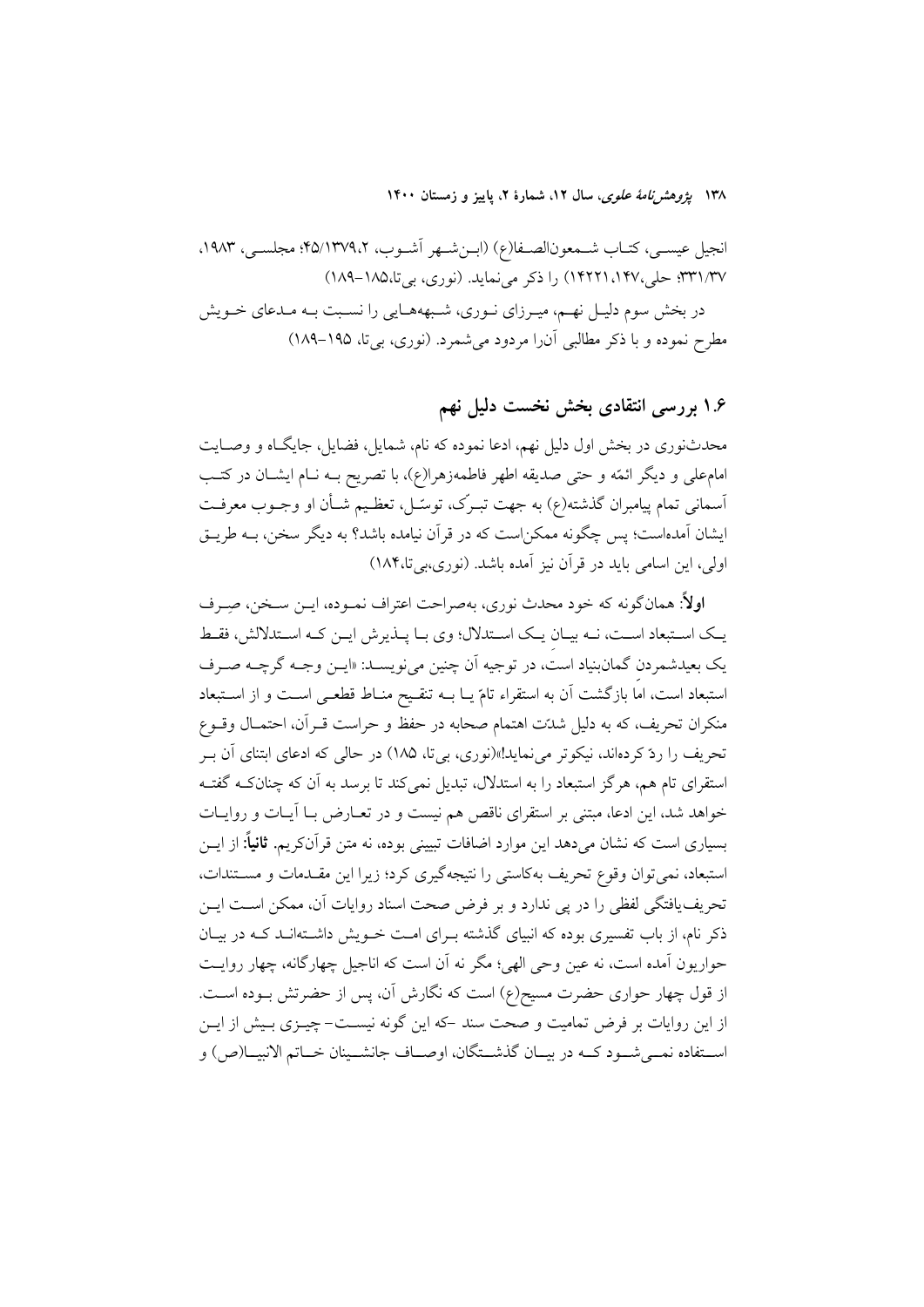انجیل عیسی، کتاب شمعون‌الصفا(ع) (ابن‌شهر آشوب، ۱۳۷۹،۲/۴۵؛ مجلسی، ۱۹۸۳، ۳۳۱/۳۷؛ حلی،۱۴۷، ۱۴۲۲۱) را ذکر می‌نماید. (نوری، بی‌تا،۱۸۵–۱۸۹)

در بخش سوم دلیل نهم، میرزای نوری، شبهه‌هایی را نسبت به مدعای خویش مطرح نموده و با ذکر مطالبی آن‌را مردود می‌شمرد. (نوری، بی‌تا، ۱۹۵–۱۸۹)

## ۱.۶ بررسی انتقادی بخش نخست دلیل نهم

محدث‌نوری در بخش اول دلیل نهم، ادعا نموده که نام، شمایل، فضایل، جایگاه و وصایت امام‌علی و دیگر ائمّه و حتی صدیقه اطهر فاطمه‌زهرا(ع)، با تصریح به نام ایشان در کتب آسمانی تمام پیامبران گذشته(ع) به جهت تبرّک، توسّل، تعظیم شأن او وجوب معرفت ایشان آمده‌است؛ پس چگونه ممکن‌است که در قرآن نیامده باشد؟ به دیگر سخن، به طریق اولی، این اسامی باید در قرآن نیز آمده باشد. (نوری،بی‌تا،۱۸۴)

**اولاً**: همان‌گونه که خود محدث نوری، به‌صراحت اعتراف نموده، این سخن، صِرف یک استبعاد است، نه بیانِ یک استدلال؛ وی با پذیرش این که استدلالش، فقط یک بعیدشمردنِ گمان‌بنیاد است، در توجیه آن چنین می‌نویسد: «این وجه گرچه صرف استبعاد است، امّا بازگشت آن به استقراء تامّ یا به تنقیح مناط قطعی است و از استبعاد منکران تحریف، که به دلیل شدّت اهتمام صحابه در حفظ و حراست قرآن، احتمال وقوع تحریف را ردّ کرده‌اند، نیکوتر می‌نماید!»(نوری، بی‌تا، ۱۸۵) در حالی که ادعای ابتنای آن بر استقرای تام هم، هرگز استبعاد را به استدلال، تبدیل نمی‌کند تا برسد به آن که چنانکه گفته خواهد شد، این ادعا، مبتنی بر استقرای ناقص هم نیست و در تعارض با آیات و روایات بسیاری است که نشان می‌دهد این موارد اضافات تبیینی بوده، نه متن قرآن‌کریم. **ثانیاً**: از این استبعاد، نمی‌توان وقوع تحریف به‌کاستی را نتیجه‌گیری کرد؛ زیرا این مقدمات و مستندات، تحریف‌یافتگی لفظی را در پی ندارد و بر فرض صحت اسناد روایات آن، ممکن است این ذکر نام، از باب تفسیری بوده که انبیای گذشته برای امت خویش داشته‌اند که در بیان حواریون آمده است، نه عین وحی الهی؛ مگر نه آن است که اناجیل چهارگانه، چهار روایت از قول چهار حواری حضرت مسیح(ع) است که نگارش آن، پس از حضرتش بوده است. از این روایات بر فرض تمامیت و صحت سند –که این گونه نیست– چیزی بیش از این استفاده نمی‌شود که در بیان گذشتگان، اوصاف جانشینان خاتم الانبیا(ص) و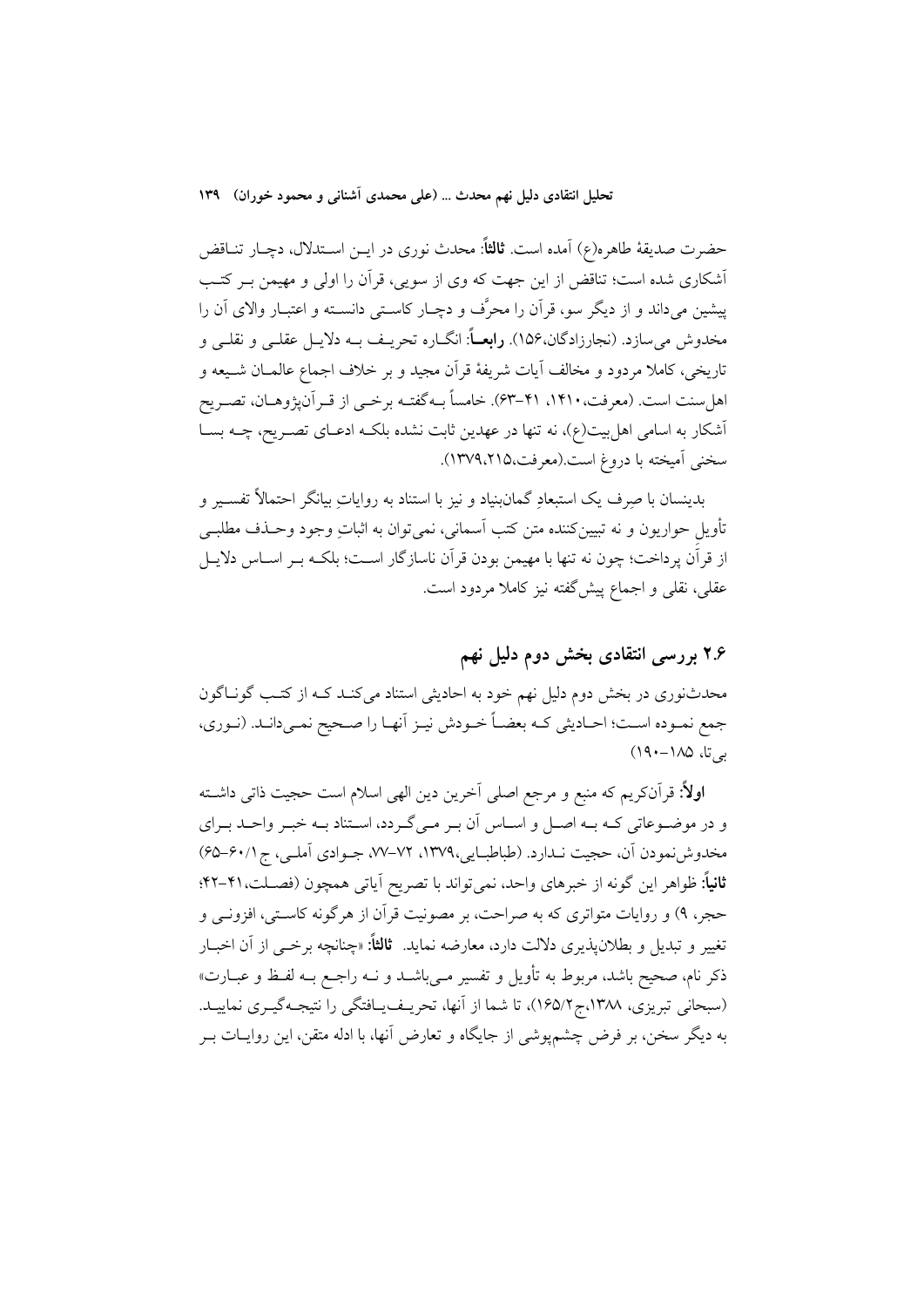حضرت صدیقهٔ طاهره(ع) آمده است. **ثالثاً**: محدث نوری در ایـن اسـتدلال، دچـار تنـاقض آشکاری شده است؛ تناقض از این جهت که وی از سویی، قرآن را اولی و مهیمن بـر کتـب پیشین می‌داند و از دیگر سو، قرآن را محرَّف و دچـار کاسـتی دانسـته و اعتبـار والای آن را مخدوش می‌سازد. (نجارزادگان،۱۵۶). **رابعـاً**: انگـاره تحریـف بـه دلایـل عقلـی و نقلـی و تاریخی، کاملا مردود و مخالف آیات شریفهٔ قرآن مجید و بر خلاف اجماع عالمـان شـیعه و اهل‌سنت است. (معرفت،۱۴۱۰، ۴۱-۶۳). خامساً بـه‌گفتـه برخـی از قـرآن‌پژوهـان، تصـریح آشکار به اسامی اهل‌بیت(ع)، نه تنها در عهدین ثابت نشده بلکـه ادعـای تصـریح، چـه بسـا سخنی آمیخته با دروغ است.(معرفت،۲۱۵،۱۳۷۹).

بدینسان با صِرف یک استبعادِ گمان‌بنیاد و نیز با استناد به روایاتِ بیانگر احتمالاً تفسـیر و تأویلِ حواریون و نه تبیین‌کننده متن کتب آسمانی، نمی‌توان به اثباتِ وجود وحـذف مطلبـی از قرآن پرداخت؛ چون نه تنها با مهیمن بودن قرآن ناسازگار اسـت؛ بلکـه بـر اسـاس دلایـل عقلی، نقلی و اجماع پیش‌گفته نیز کاملا مردود است.

## ۲.۶ بررسی انتقادی بخش دوم دلیل نهم

محدث‌نوری در بخش دوم دلیل نهم خود به احادیثی استناد می‌کنـد کـه از کتـب گونـاگون جمع نمـوده اسـت؛ احـادیثی کـه بعضـاً خـودش نیـز آنهـا را صـحیح نمـی‌دانـد. (نـوری، بی‌تا، ۱۸۵-۱۹۰)

**اولاً**: قرآن‌کریم که منبع و مرجع اصلی آخرین دین الهی اسلام است حجیت ذاتی داشـته و در موضـوعاتی کـه بـه اصـل و اسـاس آن بـر مـی‌گـردد، اسـتناد بـه خبـر واحـد بـرای مخدوش‌نمودن آن، حجیت نـدارد. (طباطبـایی،۱۳۷۹، ۷۲-۷۷، جـوادی آملـی، ج۱/۶۰-۶۵) **ثانیاً**: ظواهر این گونه از خبرهای واحد، نمی‌تواند با تصریح آیاتی همچون (فصـلت،۴۱-۴۲؛ حجر، ۹) و روایات متواتری که به صراحت، بر مصونیت قرآن از هرگونه کاسـتی، افزونـی و تغییر و تبدیل و بطلان‌پذیری دلالت دارد، معارضه نماید. **ثالثاً**: «چنانچه برخـی از آن اخبـار ذکر نام، صحیح باشد، مربوط به تأویل و تفسیر مـی‌باشـد و نـه راجـع بـه لفـظ و عبـارت» (سبحانی تبریزی، ۱۳۸۸،ج۲/۱۶۵)، تا شما از آنها، تحریـف‌یـافتگی را نتیجـه‌گیـری نماییـد. به دیگر سخن، بر فرض چشم‌پوشی از جایگاه و تعارض آنها، با ادله متقن، این روایـات بـر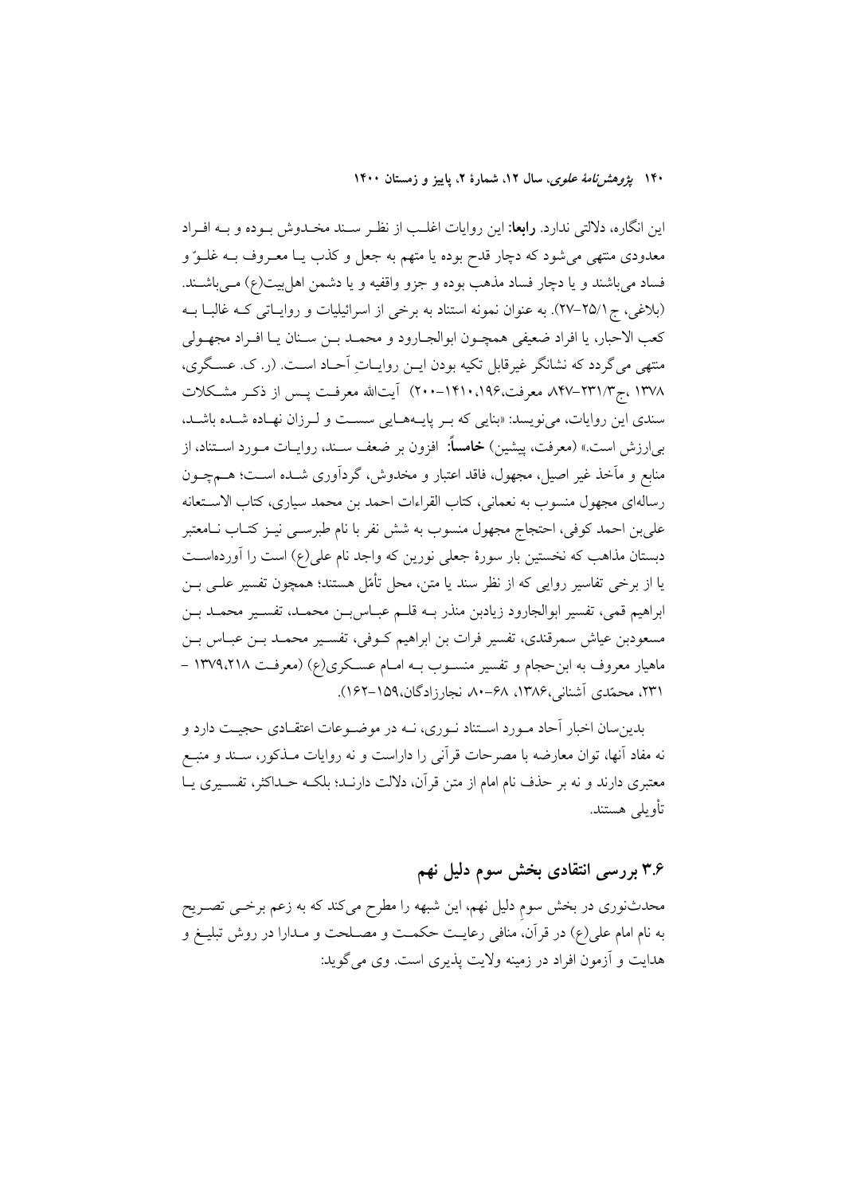این انگاره، دلالتی ندارد. **رابعا:** این روایات اغلب از نظر سند مخدوش بوده و به افراد معدودی منتهی می‌شود که دچار قدح بوده یا متهم به جعل و کذب یا معروف به غلوّ و فساد می‌باشند و یا دچار فساد مذهب بوده و جزو واقفیه و یا دشمن اهل‌بیت(ع) می‌باشند. (بلاغی، ج ۱/۲۵-۲۷). به عنوان نمونه استناد به برخی از اسرائیلیات و روایاتی که غالبا به کعب الاحبار، یا افراد ضعیفی همچون ابوالجارود و محمد بن سنان یا افراد مجهولی منتهی می‌گردد که نشانگر غیرقابل تکیه بودن این روایاتِ آحاد است. (ر. ک. عسگری، ۱۳۷۸ ،ج۲۳۱/۳-۸۴۷ معرفت،۱۹۶، ۱۴۱۰-۲۰۰) آیت‌الله معرفت پس از ذکر مشکلات سندی این روایات، می‌نویسد: «بنایی که بر پایه‌هایی سست و لرزان نهاده شده باشد، بی‌ارزش است.» (معرفت، پیشین) **خامساً:** افزون بر ضعف سند، روایات مورد استناد، از منابع و مآخذ غیر اصیل، مجهول، فاقد اعتبار و مخدوش، گردآوری شده است؛ هم‌چون رساله‌ای مجهول منسوب به نعمانی، کتاب القراءات احمد بن محمد سیاری، کتاب الاستعانه علی‌بن احمد کوفی، احتجاج مجهول منسوب به شش نفر با نام طبرسی نیز کتاب نامعتبر دبستان مذاهب که نخستین بار سورهٔ جعلی نورین که واجد نام علی(ع) است را آورده‌است یا از برخی تفاسیر روایی که از نظر سند یا متن، محل تأمّل هستند؛ همچون تفسیر علی بن ابراهیم قمی، تفسیر ابوالجارود زیادبن منذر به قلم عباس‌بن محمد، تفسیر محمد بن مسعودبن عیاش سمرقندی، تفسیر فرات بن ابراهیم کوفی، تفسیر محمد بن عباس بن ماهیار معروف به ابن‌حجام و تفسیر منسوب به امام عسکری(ع) (معرفت ۱۳۷۹،۲۱۸ - ۲۳۱، محمّدی آشنانی،۱۳۸۶، ۶۸-۸۰ نجارزادگان،۱۵۹-۱۶۲).

بدین‌سان اخبار آحاد مورد استناد نوری، نه در موضوعات اعتقادی حجیت دارد و نه مفاد آنها، توان معارضه با مصرحات قرآنی را داراست و نه روایات مذکور، سند و منبع معتبری دارند و نه بر حذف نام امام از متن قرآن، دلالت دارند؛ بلکه حداکثر، تفسیری یا تأویلی هستند.

## ۳.۶ بررسی انتقادی بخش سوم دلیل نهم

محدث‌نوری در بخش سومِ دلیل نهم، این شبهه را مطرح می‌کند که به زعم برخی تصریح به نام امام علی(ع) در قرآن، منافی رعایت حکمت و مصلحت و مدارا در روش تبلیغ و هدایت و آزمون افراد در زمینه ولایت پذیری است. وی می‌گوید: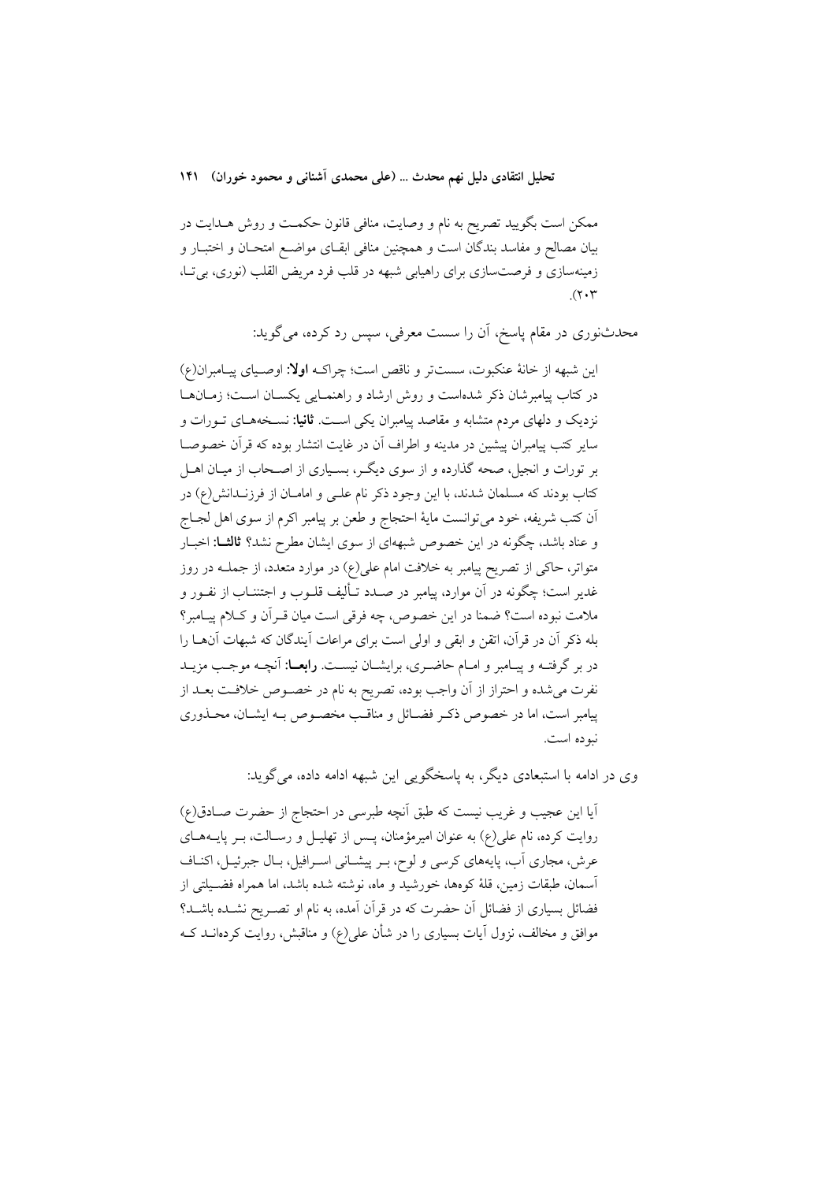ممکن است بگویید تصریح به نام و وصایت، منافی قانون حکمت و روش هدایت در بیان مصالح و مفاسد بندگان است و همچنین منافی ابقای مواضع امتحان و اختبار و زمینه‌سازی و فرصت‌سازی برای راهیابی شبهه در قلب فرد مریض القلب (نوری، بی‌تا، ۲۰۳).

محدث‌نوری در مقام پاسخ، آن را سست معرفی، سپس رد کرده، می‌گوید:

این شبهه از خانهٔ عنکبوت، سست‌تر و ناقص است؛ چراکه **اولا:** اوصیای پیامبران(ع) در کتاب پیامبرشان ذکر شده‌است و روش ارشاد و راهنمایی یکسان است؛ زمان‌ها نزدیک و دلهای مردم متشابه و مقاصد پیامبران یکی است. **ثانیا:** نسخه‌های تورات و سایر کتب پیامبران پیشین در مدینه و اطراف آن در غایت انتشار بوده که قرآن خصوصا بر تورات و انجیل، صحه گذارده و از سوی دیگر، بسیاری از اصحاب از میان اهل کتاب بودند که مسلمان شدند، با این وجود ذکر نام علی و امامان از فرزندانش(ع) در آن کتب شریفه، خود می‌توانست مایهٔ احتجاج و طعن بر پیامبر اکرم از سوی اهل لجاج و عناد باشد، چگونه در این خصوص شبهه‌ای از سوی ایشان مطرح نشد؟ **ثالثا:** اخبار متواتر، حاکی از تصریح پیامبر به خلافت امام علی(ع) در موارد متعدد، از جمله در روز غدیر است؛ چگونه در آن موارد، پیامبر در صدد تألیف قلوب و اجتناب از نفور و ملامت نبوده است؟ ضمنا در این خصوص، چه فرقی است میان قرآن و کلام پیامبر؟ بله ذکر آن در قرآن، اتقن و ابقی و اولی است برای مراعات آیندگان که شبهات آن‌ها را در بر گرفته و پیامبر و امام حاضری، برایشان نیست. **رابعا:** آنچه موجب مزید نفرت می‌شده و احتراز از آن واجب بوده، تصریح به نام در خصوص خلافت بعد از پیامبر است، اما در خصوص ذکر فضائل و مناقب مخصوص به ایشان، محذوری نبوده است.

وی در ادامه با استبعادی دیگر، به پاسخگویی این شبهه ادامه داده، می‌گوید:

آیا این عجیب و غریب نیست که طبق آنچه طبرسی در احتجاج از حضرت صادق(ع) روایت کرده، نام علی(ع) به عنوان امیرمؤمنان، پس از تهلیل و رسالت، بر پایه‌های عرش، مجاری آب، پایه‌های کرسی و لوح، بر پیشانی اسرافیل، بال جبرئیل، اکناف آسمان، طبقات زمین، قلهٔ کوهها، خورشید و ماه، نوشته شده باشد، اما همراه فضیلتی از فضائل بسیاری از فضائل آن حضرت که در قرآن آمده، به نام او تصریح نشده باشد؟ موافق و مخالف، نزول آیات بسیاری را در شأن علی(ع) و مناقبش، روایت کرده‌اند که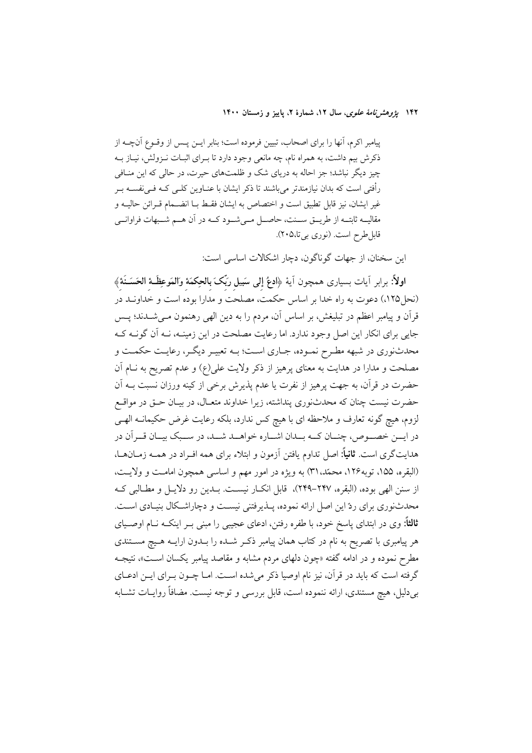پیامبر اکرم، آنها را برای اصحاب، تبیین فرموده است؛ بنابر ایـن پـس از وقـوع آنچـه از ذکرش بیم داشت، به همراه نام، چه مانعی وجود دارد تا بـرای اثبـات نـزولش، نیـاز بـه چیز دیگر نباشد؛ جز احاله به دریای شک و ظلمت‌های حیرت، در حالی که این منـافی رأفتی است که بدان نیازمندتر می‌باشند تا ذکر ایشان با عنـاوین کلـی کـه فـی‌نفسـه بـر غیر ایشان، نیز قابل تطبیق است و اختصاص به ایشان فقـط بـا انضـمام قـرائن حالیـه و مقالیـه ثابتـه از طریـق سـنت، حاصـل مـی‌شـود کـه در آن هـم شـبهات فراوانـی قابل‌طرح است. (نوری بی‌تا،۲۰۵).

این سخنان، از جهات گوناگون، دچار اشکالات اساسی است:

**اولاً**: برابر آیات بسیاری همچون آیهٔ ﴿**ادعُ إلی سَبیلِ ربِّکَ بالحِکمَةِ وَالمَوعِظَـةِ الحَسَـنَةِ**﴾ (نحل۱۲۵.) دعوت به راه خدا بر اساس حکمت، مصلحت و مدارا بوده است و خداونـد در قرآن و پیامبر اعظم در تبلیغش، بر اساس آن، مردم را به دین الهی رهنمون مـی‌شـدند؛ پـس جایی برای انکار این اصل وجود ندارد. اما رعایت مصلحت در این زمینـه، نـه آن گونـه کـه محدث‌نوری در شبهه مطـرح نمـوده، جـاری اسـت؛ بـه تعبیـر دیگـر، رعایـت حکمـت و مصلحت و مدارا در هدایت به معنای پرهیز از ذکر ولایت علی(ع) و عدم تصریح به نـام آن حضرت در قرآن، به جهت پرهیز از نفرت یا عدم پذیرش برخی از کینه ورزان نسبت بـه آن حضرت نیست چنان که محدث‌نوری پنداشته، زیرا خداوند متعـال، در بیـان حـق در مواقـع لزوم، هیچ گونه تعارف و ملاحظه ای با هیچ کس ندارد، بلکه رعایت غرض حکیمانـه الهـی در ایـن خصـوص، چنـان کـه بـدان اشـاره خواهـد شـد، در سـبک بیـان قـرآن در هدایت‌گری است. **ثانیاً**: اصل تداوم یافتن آزمون و ابتلاء برای همه افـراد در همـه زمـان‌هـا، (البقره، ۱۵۵، توبه۱۲۶، محمّد،۳۱) به ویژه در امور مهم و اساسی همچون امامـت و ولایـت، از سنن الهی بوده، (البقره، ۲۴۷–۲۴۹)، قابل انکـار نیسـت. بـدین رو دلایـل و مطـالبی کـه محدث‌نوری برای ردّ این اصل ارائه نموده، پـذیرفتنی نیسـت و دچاراشـکال بنیـادی اسـت. **ثالثاً**: وی در ابتدای پاسخ خود، با طفره رفتن، ادعای عجیبی را مبنی بـر اینکـه نـام اوصـیای هر پیامبری با تصریح به نام در کتاب همان پیامبر ذکـر شـده را بـدون ارایـه هـیچ مسـتندی مطرح نموده و در ادامه گفته «چون دلهای مردم مشابه و مقاصد پیامبر یکسان اسـت»، نتیجـه گرفته است که باید در قرآن، نیز نام اوصیا ذکر می‌شده اسـت. امـا چـون بـرای ایـن ادعـای بی‌دلیل، هیچ مستندی، ارائه ننموده است، قابل بررسی و توجه نیست. مضافاً روایـات تشـابه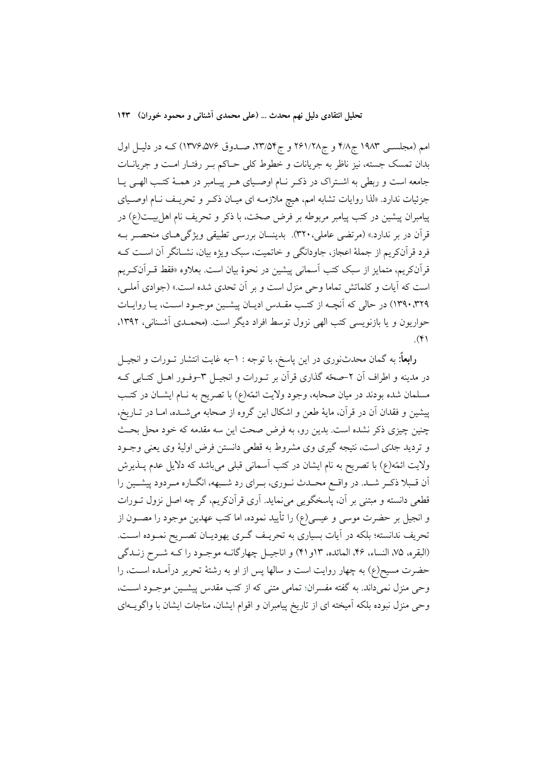امم (مجلسی ۱۹۸۳ ج۴/۸ و ج۲۶۱/۲۸ و ج۲۳/۵۴، صدوق ۱۳۷۶،۵۷۶) که در دلیل اول بدان تمسک جسته، نیز ناظر به جریانات و خطوط کلی حاکم بر رفتار امت و جریانات جامعه است و ربطی به اشتراک در ذکر نام اوصیای هر پیامبر در همهٔ کتب الهی یا جزئیات ندارد. «لذا روایات تشابه امم، هیچ ملازمه ای میان ذکر و تحریف نام اوصیای پیامبران پیشین در کتب پیامبر مربوطه بر فرض صحّت، با ذکر و تحریف نام اهل‌بیت(ع) در قرآن در بر ندارد.» (مرتضی عاملی،۳۲۰). بدینسان بررسی تطبیقی ویژگی‌های منحصر به فرد قرآن‌کریم از جملهٔ اعجاز، جاودانگی و خاتمیت، سبک ویژه بیان، نشانگر آن است که قرآن‌کریم، متمایز از سبک کتب آسمانی پیشین در نحوهٔ بیان است. بعلاوه «فقط قرآن‌کریم است که آیات و کلماتش تماما وحی منزل است و بر آن تحدی شده است.» (جوادی آملی، ۱۳۹۰،۳۲۹) در حالی که آنچه از کتب مقدس ادیان پیشین موجود است، یا روایات حواریون و یا بازنویسی کتب الهی نزول توسط افراد دیگر است. (محمدی آشنانی، ۱۳۹۲، ۴۱).

**رابعاً**: به گمان محدث‌نوری در این پاسخ، با توجه : ۱–به غایت انتشار تورات و انجیل در مدینه و اطراف آن ۲–صحّه گذاری قرآن بر تورات و انجیل ۳–وفور اهل کتابی که مسلمان شده بودند در میان صحابه، وجود ولایت ائمّه(ع) با تصریح به نام ایشان در کتب پیشین و فقدان آن در قرآن، مایهٔ طعن و اشکال این گروه از صحابه می‌شده، اما در تاریخ، چنین چیزی ذکر نشده است. بدین رو، به فرض صحت این سه مقدمه که خود محل بحث و تردید جدّی است، نتیجه گیری وی مشروط به قطعی دانستن فرض اولیهٔ وی یعنی وجود ولایت ائمّه(ع) با تصریح به نام ایشان در کتب آسمانی قبلی می‌باشد که دلایل عدم پذیرش آن قبلا ذکر شد. در واقع محدث نوری، برای رد شبهه، انگاره مردود پیشین را قطعی دانسته و مبتنی بر آن، پاسخگویی می‌نماید. آری قرآن‌کریم، گر چه اصل نزول تورات و انجیل بر حضرت موسی و عیسی(ع) را تأیید نموده، اما کتب عهدین موجود را مصون از تحریف ندانسته؛ بلکه در آیات بسیاری به تحریف گری یهودیان تصریح نموده است. (البقره، ۷۵، النساء، ۴۶، المائده، ۱۳و۴۱) و اناجیل چهارگانه موجود را که شرح زندگی حضرت مسیح(ع) به چهار روایت است و سالها پس از او به رشتهٔ تحریر درآمده است، را وحی منزل نمی‌داند. به گفته مفسران؛ تمامی متنی که از کتب مقدس پیشین موجود است، وحی منزل نبوده بلکه آمیخته ای از تاریخ پیامبران و اقوام ایشان، مناجات ایشان با واگویه‌ای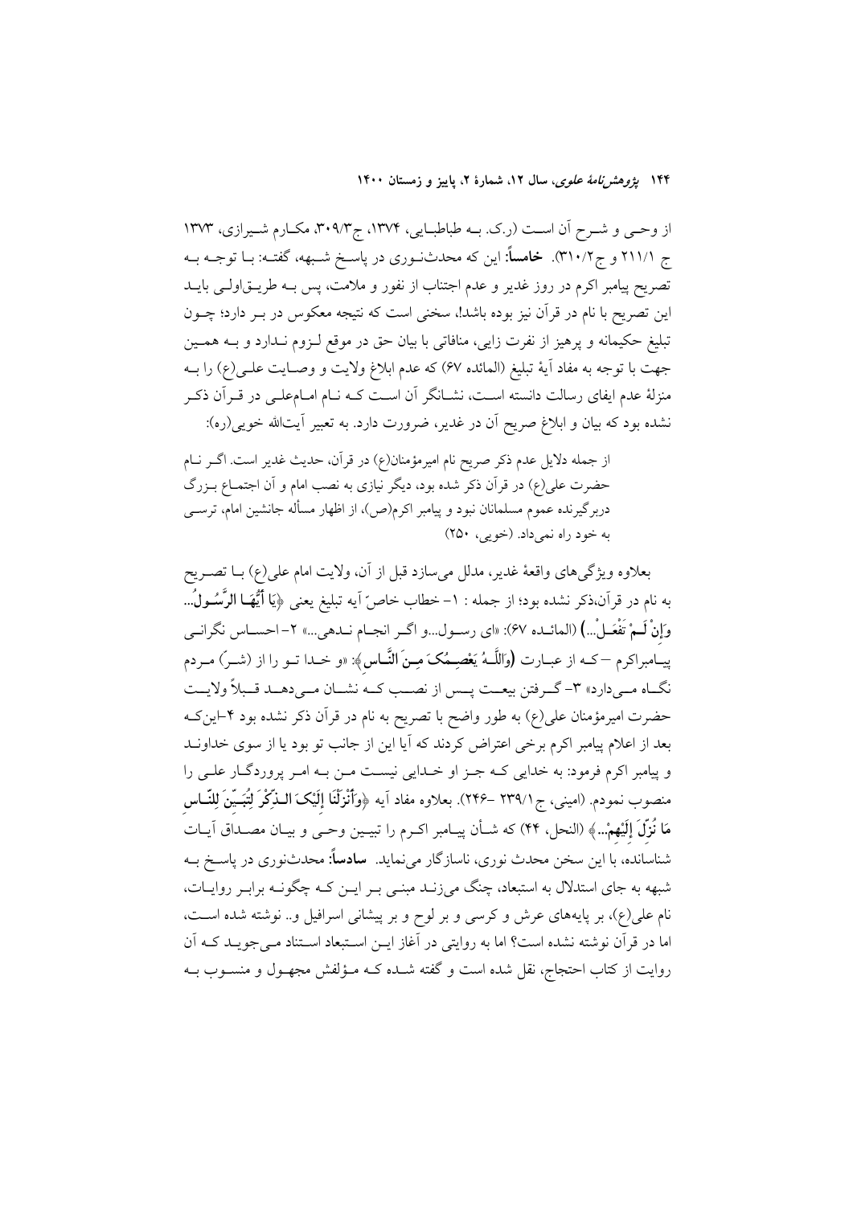از وحـی و شـرح آن اسـت (ر.ک. بـه طباطبـایی، ۱۳۷۴، ج۳۰۹/۳، مکـارم شـیرازی، ۱۳۷۳ ج ۲۱۱/۱ و ج۳۱۰/۲). **خامساً**: این که محدث‌نـوری در پاسـخ شـبهه، گفتـه: بـا توجـه بـه تصریح پیامبر اکرم در روز غدیر و عدم اجتناب از نفور و ملامت، پس بـه طریـق‌اولـی بایـد این تصریح با نام در قرآن نیز بوده باشد!، سخنی است که نتیجه معکوس در بـر دارد؛ چـون تبلیغ حکیمانه و پرهیز از نفرت زایی، منافاتی با بیان حق در موقع لـزوم نـدارد و بـه همـین جهت با توجه به مفاد آیهٔ تبلیغ (المائده ۶۷) که عدم ابلاغ ولایت و وصـایت علـی(ع) را بـه منزلهٔ عدم ایفای رسالت دانسته اسـت، نشـانگر آن اسـت کـه نـام امـام‌علـی در قـرآن ذکـر نشده بود که بیان و ابلاغ صریح آن در غدیر، ضرورت دارد. به تعبیر آیت‌الله خویی(ره):

> از جمله دلایل عدم ذکر صریح نام امیرمؤمنان(ع) در قرآن، حدیث غدیر است. اگـر نـام حضرت علی(ع) در قرآن ذکر شده بود، دیگر نیازی به نصب امام و آن اجتمـاع بـزرگ دربرگیرنده عموم مسلمانان نبود و پیامبر اکرم(ص)، از اظهار مسأله جانشین امام، ترسـی به خود راه نمی‌داد. (خویی، ۲۵۰)

بعلاوه ویژگی‌های واقعهٔ غدیر، مدلل می‌سازد قبل از آن، ولایت امام علی(ع) بـا تصـریح به نام در قرآن،ذکر نشده بود؛ از جمله : ۱- خطاب خاصّ آیه تبلیغ یعنی ﴿**يَا أَيُّهَـا الرَّسُـولُ... وَإِنْ لَـمْ تَفْعَـلْ...**﴾ (المائـده ۶۷): «ای رسـول...و اگـر انجـام نـدهی...» ۲- احسـاس نگرانـی پیـامبراکرم – کـه از عبـارت ﴿**وَاللَّـهُ يَعْصِـمُكَ مِـنَ النَّـاسِ**﴾: «و خـدا تـو را از (شـرّ) مـردم نگـاه مـی‌دارد» ۳- گـرفتن بیعـت پـس از نصـب کـه نشـان مـی‌دهـد قـبلاً ولایـت حضرت امیرمؤمنان علی(ع) به طور واضح با تصریح به نام در قرآن ذکر نشده بود ۴-این‌کـه بعد از اعلام پیامبر اکرم برخی اعتراض کردند که آیا این از جانب تو بود یا از سوی خداونـد و پیامبر اکرم فرمود: به خدایی کـه جـز او خـدایی نیسـت مـن بـه امـر پروردگـار علـی را منصوب نمودم. (امینی، ج۲۳۹/۱ -۲۴۶). بعلاوه مفاد آیه ﴿**وَأَنْزَلْنَا إِلَيْكَ الـذِّكْرَ لِتُبَيِّنَ لِلنَّاسِ مَا نُزِّلَ إِلَيْهِمْ...**﴾ (النحل، ۴۴) که شـأن پیـامبر اکـرم را تبیـین وحـی و بیـان مصـداق آیـات شناسانده، با این سخن محدث نوری، ناسازگار می‌نماید. **سادساً**: محدث‌نوری در پاسـخ بـه شبهه به جای استدلال به استبعاد، چنگ می‌زنـد مبنـی بـر ایـن کـه چگونـه برابـر روایـات، نام علی(ع)، بر پایه‌های عرش و کرسی و بر لوح و بر پیشانی اسرافیل و.. نوشته شده اسـت، اما در قرآن نوشته نشده است؟ اما به روایتی در آغاز ایـن اسـتبعاد اسـتناد مـی‌جویـد کـه آن روایت از کتاب احتجاج، نقل شده است و گفته شـده کـه مـؤلفش مجهـول و منسـوب بـه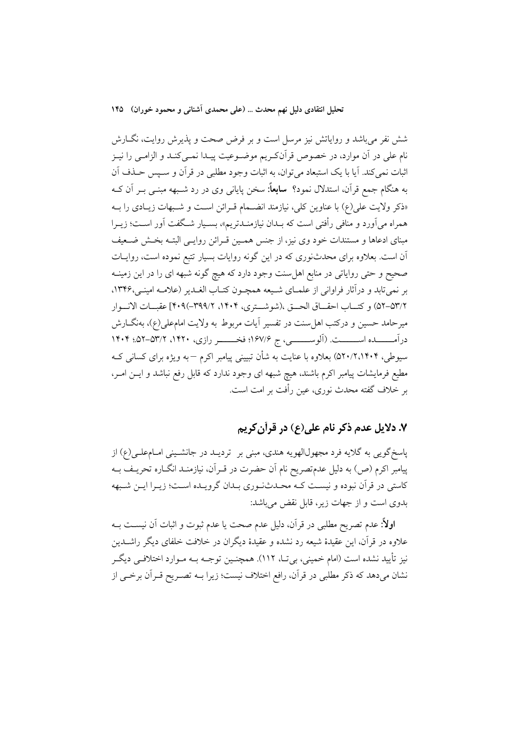شش نفر می‌باشد و روایاتش نیز مرسل است و بر فرض صحت و پذیرش روایت، نگـارش نام علی در آن موارد، در خصوص قرآن‌کـریم موضـوعیت پیـدا نمـی‌کنـد و الزامـی را نیـز اثبات نمی‌کند. آیا با یک استبعاد می‌توان، به اثبات وجود مطلبی در قرآن و سـپس حـذف آن به هنگام جمع قرآن، استدلال نمود؟ **سابعاً:** سخن پایانی وی در رد شـبهه مبنـی بـر آن کـه «ذکر ولایت علی(ع) با عناوین کلی، نیازمند انضـمام قـرائن اسـت و شـبهات زیـادی را بـه همراه می‌آورد و منافی رأفتی است که بـدان نیازمنـدتریم»، بسـیار شـگفت آور اسـت؛ زیـرا مبنای ادعاها و مستندات خود وی نیز، از جنس همـین قـرائن روایـی البتـه بخـش ضـعیف آن است. بعلاوه برای محدث‌نوری که در این گونه روایات بسیار تتبع نموده است، روایـات صحیح و حتی روایاتی در منابع اهل‌سنت وجود دارد که هیچ گونه شبهه ای را در این زمینـه بر نمی‌تابد و درآثار فراوانی از علمـای شـیعه همچـون کتـاب الغـدیر (علامـه امینـی،۱۳۴۶، ۵۳/۲-۵۲) و کتـاب احقـاق الحـق ،(شوشـتری، ۱۴۰۴، ۳۹۹/۲-)۴۰۹] عقبـات الانـوار میرحامد حسین و درکتب اهل‌سنت در تفسیر آیات مربوط به ولایت امام‌علی(ع)، به‌نگـارش درآمـــده اســـت. (آلوســـی، ج ۱۶۷/۶؛ فخـــر رازی، ۱۴۲۰، ۵۳/۲-۵۲؛ ۱۴۰۴ سیوطی، ۵۲۰/۲،۱۴۰۴) بعلاوه با عنایت به شأن تبیینی پیامبر اکرم – به ویژه برای کسانی کـه مطیع فرمایشات پیامبر اکرم باشند، هیچ شبهه ای وجود ندارد که قابل رفع نباشد و ایـن امـر، بر خلاف گفته محدث نوری، عین رأفت بر امت است.

## ۷. دلایل عدم ذکر نام علی(ع) در قرآن‌کریم

پاسخ‌گویی به گلایه فرد مجهول‌الهویه هندی، مبنی بر تردیـد در جانشـینی امـام‌علـی(ع) از پیامبر اکرم (ص) به دلیل عدم‌تصریح نام آن حضرت در قـرآن، نیازمنـد انگـاره تحریـف بـه کاستی در قرآن نبوده و نیسـت کـه محـدث‌نـوری بـدان گرویـده اسـت؛ زیـرا ایـن شـبهه بدوی است و از جهات زیر، قابل نقض می‌باشد:

**اولاً:** عدم تصریح مطلبی در قرآن، دلیل عدم صحت یا عدم ثبوت و اثبات آن نیسـت بـه علاوه در قرآن، این عقیدهٔ شیعه رد نشده و عقیدهٔ دیگران در خلافت خلفای دیگر راشـدین نیز تأیید نشده است (امام خمینی، بی‌تـا، ۱۱۲). همچنـین توجـه بـه مـوارد اختلافـی دیگـر نشان می‌دهد که ذکر مطلبی در قرآن، رافع اختلاف نیست؛ زیرا بـه تصـریح قـرآن برخـی از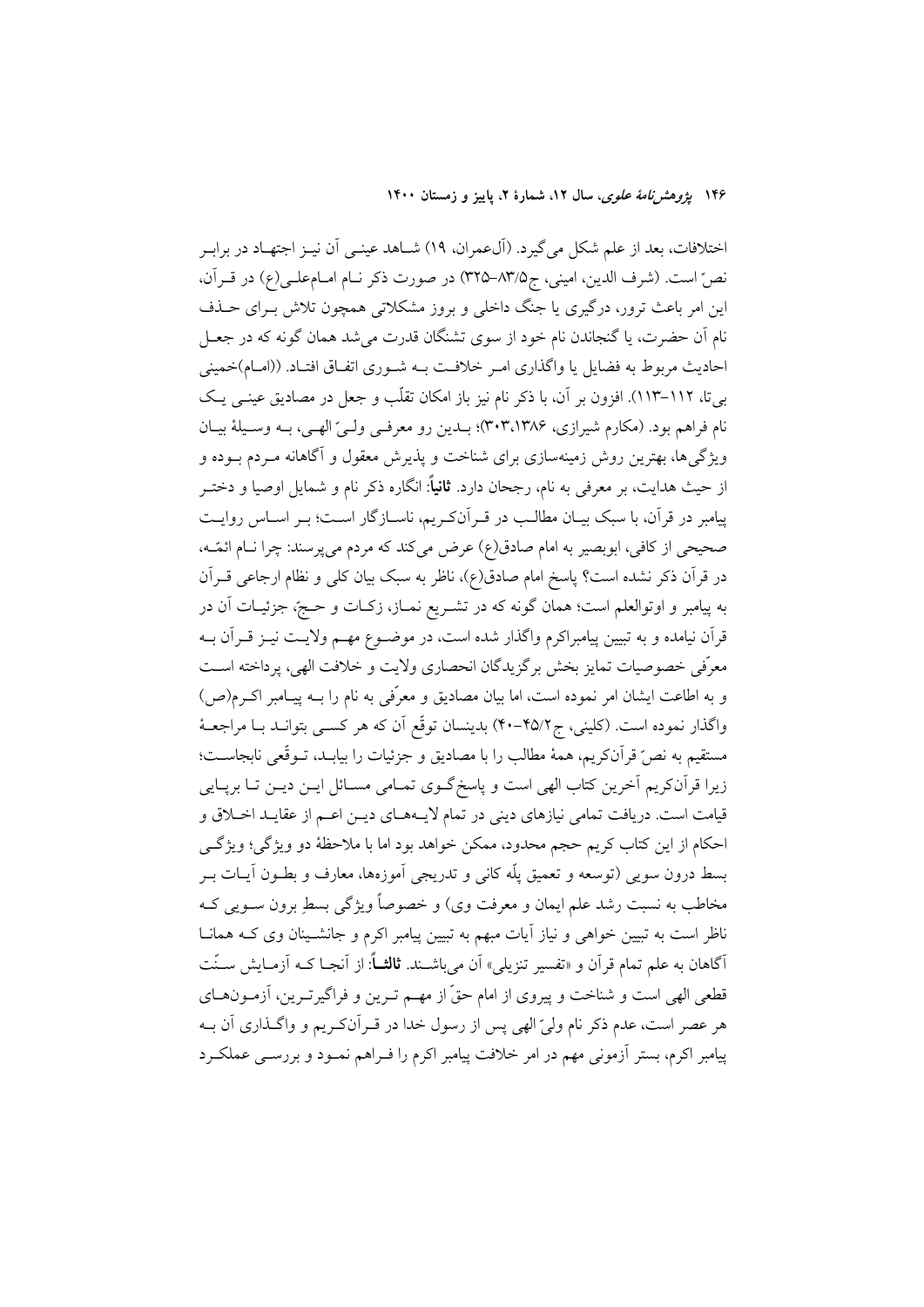اختلافات، بعد از علم شکل می‌گیرد. (آل‌عمران، ۱۹) شاهد عینی آن نیز اجتهاد در برابر نصّ است. (شرف الدین، امینی، ج۵/۸۳–۳۲۵) در صورت ذکر نام امام‌علی(ع) در قرآن، این امر باعث ترور، درگیری یا جنگ داخلی و بروز مشکلاتی همچون تلاش برای حذف نام آن حضرت، یا گنجاندن نام خود از سوی تشنگان قدرت می‌شد همان گونه که در جعل احادیث مربوط به فضایل یا واگذاری امر خلافت به شوری اتفاق افتاد. ((امام)خمینی بی‌تا، ۱۱۲–۱۱۳). افزون بر آن، با ذکر نام نیز باز امکان تقلّب و جعل در مصادیق عینی یک نام فراهم بود. (مکارم شیرازی، ۱۳۸۶،۳۰۳)؛ بدین رو معرفی ولیّ الهی، به وسیلهٔ بیان ویژگی‌ها، بهترین روش زمینه‌سازی برای شناخت و پذیرش معقول و آگاهانه مردم بوده و از حیث هدایت، بر معرفی به نام، رجحان دارد. **ثانیاً**: انگاره ذکر نام و شمایل اوصیا و دختر پیامبر در قرآن، با سبک بیان مطالب در قرآن‌کریم، ناسازگار است؛ بر اساس روایت صحیحی از کافی، ابوبصیر به امام صادق(ع) عرض می‌کند که مردم می‌پرسند: چرا نام ائمّه، در قرآن ذکر نشده است؟ پاسخ امام صادق(ع)، ناظر به سبک بیان کلی و نظام ارجاعی قرآن به پیامبر و اوتوالعلم است؛ همان گونه که در تشریع نماز، زکات و حجّ، جزئیات آن در قرآن نیامده و به تبیین پیامبراکرم واگذار شده است، در موضوع مهم ولایت نیز قرآن به معرّفی خصوصیات تمایز بخش برگزیدگان انحصاری ولایت و خلافت الهی، پرداخته است و به اطاعت ایشان امر نموده است، اما بیان مصادیق و معرّفی به نام را به پیامبر اکرم(ص) واگذار نموده است. (کلینی، ج۲/۴۵–۴۰) بدینسان توقّع آن که هر کسی بتواند با مراجعهٔ مستقیم به نصّ قرآن‌کریم، همهٔ مطالب را با مصادیق و جزئیات را بیابد، توقّعی نابجاست؛ زیرا قرآن‌کریم آخرین کتاب الهی است و پاسخ‌گوی تمامی مسائل این دین تا برپایی قیامت است. دریافت تمامی نیازهای دینی در تمام لایه‌های دین اعم از عقاید اخلاق و احکام از این کتاب کریم حجم محدود، ممکن خواهد بود اما با ملاحظهٔ دو ویژگی؛ ویژگی بسط درون سویی (توسعه و تعمیق پلّه کانی و تدریجی آموزه‌ها، معارف و بطون آیات بر مخاطب به نسبت رشد علم ایمان و معرفت وی) و خصوصاً ویژگی بسطِ برون سویی که ناظر است به تبیین خواهی و نیاز آیات مبهم به تبیین پیامبر اکرم و جانشینان وی که همانا آگاهان به علم تمام قرآن و «تفسیر تنزیلی» آن می‌باشند. **ثالثاً**: از آنجا که آزمایش سنّت قطعی الهی است و شناخت و پیروی از امام حقّ از مهم ترین و فراگیرترین، آزمون‌های هر عصر است، عدم ذکر نام ولیّ الهی پس از رسول خدا در قرآن‌کریم و واگذاری آن به پیامبر اکرم، بستر آزمونی مهم در امر خلافت پیامبر اکرم را فراهم نمود و بررسی عملکرد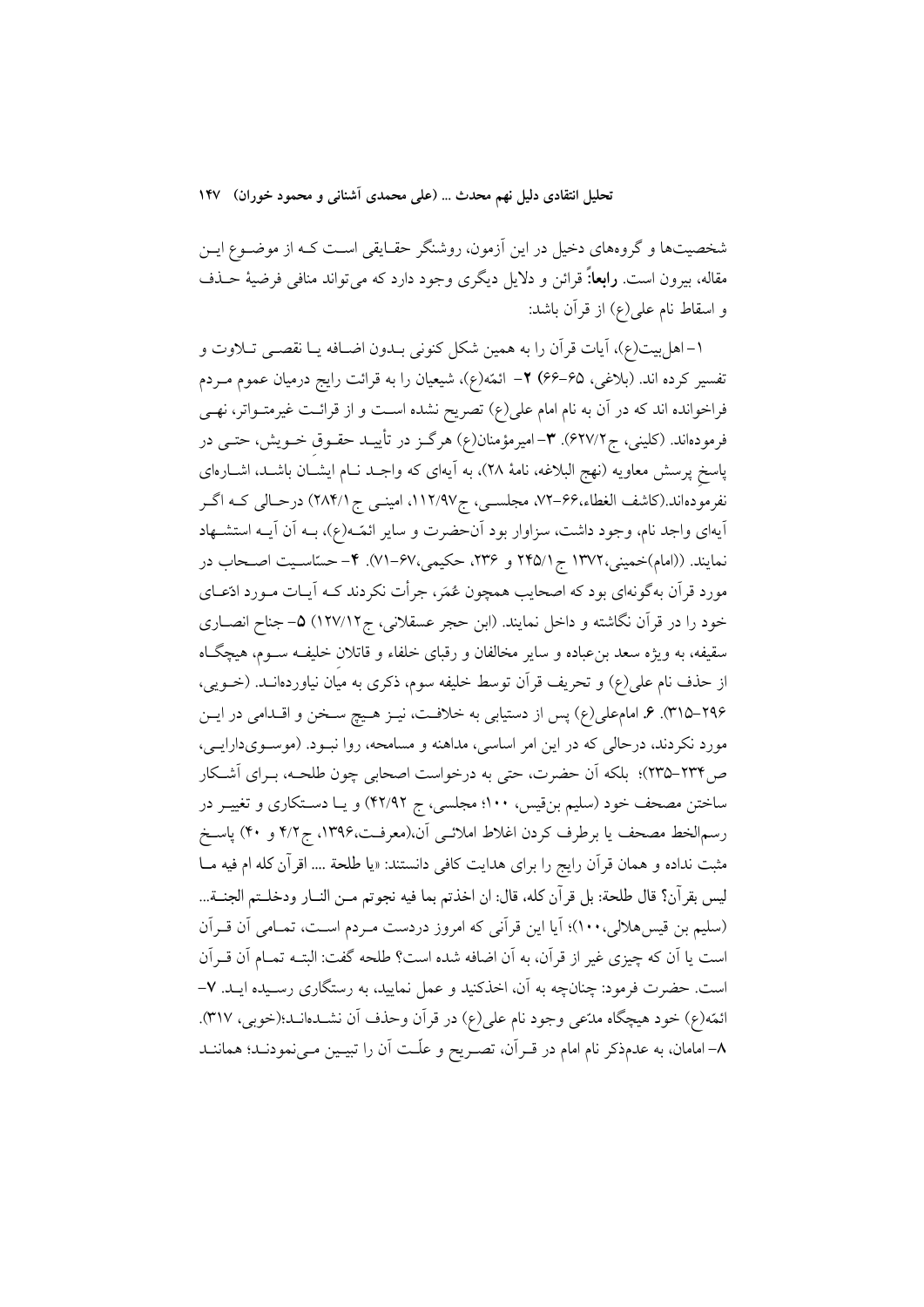شخصیت‌ها و گروه‌های دخیل در این آزمون، روشنگر حقـایقی اسـت کـه از موضـوع ایـن مقاله، بیرون است. **رابعاً:** قرائن و دلایل دیگری وجود دارد که می‌تواند منافی فرضیهٔ حـذف و اسقاط نام علی(ع) از قرآن باشد:

۱- اهل‌بیت(ع)، آیات قرآن را به همین شکل کنونی بـدون اضـافه یـا نقصـی تـلاوت و تفسیر کرده اند. (بلاغی، ۶۵-۶۶) **۲-** ائمّه(ع)، شیعیان را به قرائت رایج درمیان عموم مـردم فراخوانده اند که در آن به نام امام علی(ع) تصریح نشده اسـت و از قرائـت غیرمتـواتر، نهـی فرموده‌اند. (کلینی، ج۶۲۷/۲). **۳-** امیرمؤمنان(ع) هرگـز در تأییـد حقـوق خـویش، حتـی در پاسخ پرسش معاویه (نهج البلاغه، نامهٔ ۲۸)، به آیه‌ای که واجـد نـام ایشـان باشـد، اشـاره‌ای نفرموده‌اند.(کاشف الغطاء،۶۶-۷۲، مجلسـی، ج۱۱۲/۹۷، امینـی ج۲۸۴/۱) درحـالی کـه اگـر آیه‌ای واجد نام، وجود داشت، سزاوار بود آن‌حضرت و سایر ائمّـه(ع)، بـه آن آیـه استشـهاد نمایند. ((امام)خمینی،۱۳۷۲ ج۲۴۵/۱ و ۲۳۶، حکیمی،۶۷-۷۱). **۴-** حسّاسـیت اصـحاب در مورد قرآن به‌گونه‌ای بود که اصحابی همچون عُمَر، جرأت نکردند کـه آیـات مـورد ادّعـای خود را در قرآن نگاشته و داخل نمایند. (ابن حجر عسقلانی، ج۱۲۷/۱۲) **۵-** جناح انصـاری سقیفه، به ویژه سعد بن‌عباده و سایر مخالفان و رقبای خلفاء و قاتلان خلیفـه سـوم، هیچگـاه از حذف نام علی(ع) و تحریف قرآن توسط خلیفه سوم، ذکری به میان نیاورده‌انـد. (خـویی، ۲۹۶-۳۱۵). **۶.** امام‌علی(ع) پس از دستیابی به خلافـت، نیـز هـیچ سـخن و اقـدامی در ایـن مورد نکردند، درحالی که در این امر اساسی، مداهنه و مسامحه، روا نبـود. (موسـوی‌دارایـی، ص۲۳۴-۲۳۵)؛ بلکه آن حضرت، حتی به درخواست اصحابی چون طلحـه، بـرای آشـکار ساختن مصحف خود (سلیم بن‌قیس، ۱۰۰؛ مجلسی، ج ۴۲/۹۲) و یـا دسـتکاری و تغییـر در رسم‌الخط مصحف یا برطرف کردن اغلاط املائـی آن،(معرفـت،۱۳۹۶، ج۴/۲ و ۴۰) پاسـخ مثبت نداده و همان قرآن رایج را برای هدایت کافی دانستند: «یا طلحة .... اقرآن کله ام فیه مـا لیس بقرآن؟ قال طلحة: بل قرآن کله، قال: ان اخذتم بما فیه نجوتم مـن النـار ودخلـتم الجنـة... (سلیم بن قیس‌هلالی،۱۰۰)؛ آیا این قرآنی که امروز دردست مـردم اسـت، تمـامی آن قـرآن است یا آن که چیزی غیر از قرآن، به آن اضافه شده است؟ طلحه گفت: البتـه تمـام آن قـرآن است. حضرت فرمود: چنانچه به آن، اخذکنید و عمل نمایید، به رستگاری رسـیده ایـد. **۷-** ائمّه(ع) خود هیچگاه مدّعی وجود نام علی(ع) در قرآن وحذف آن نشـده‌انـد؛(خوبی، ۳۱۷). **۸-** امامان، به عدم‌ذکر نام امام در قـرآن، تصـریح و علّـت آن را تبیـین مـی‌نمودنـد؛ هماننـد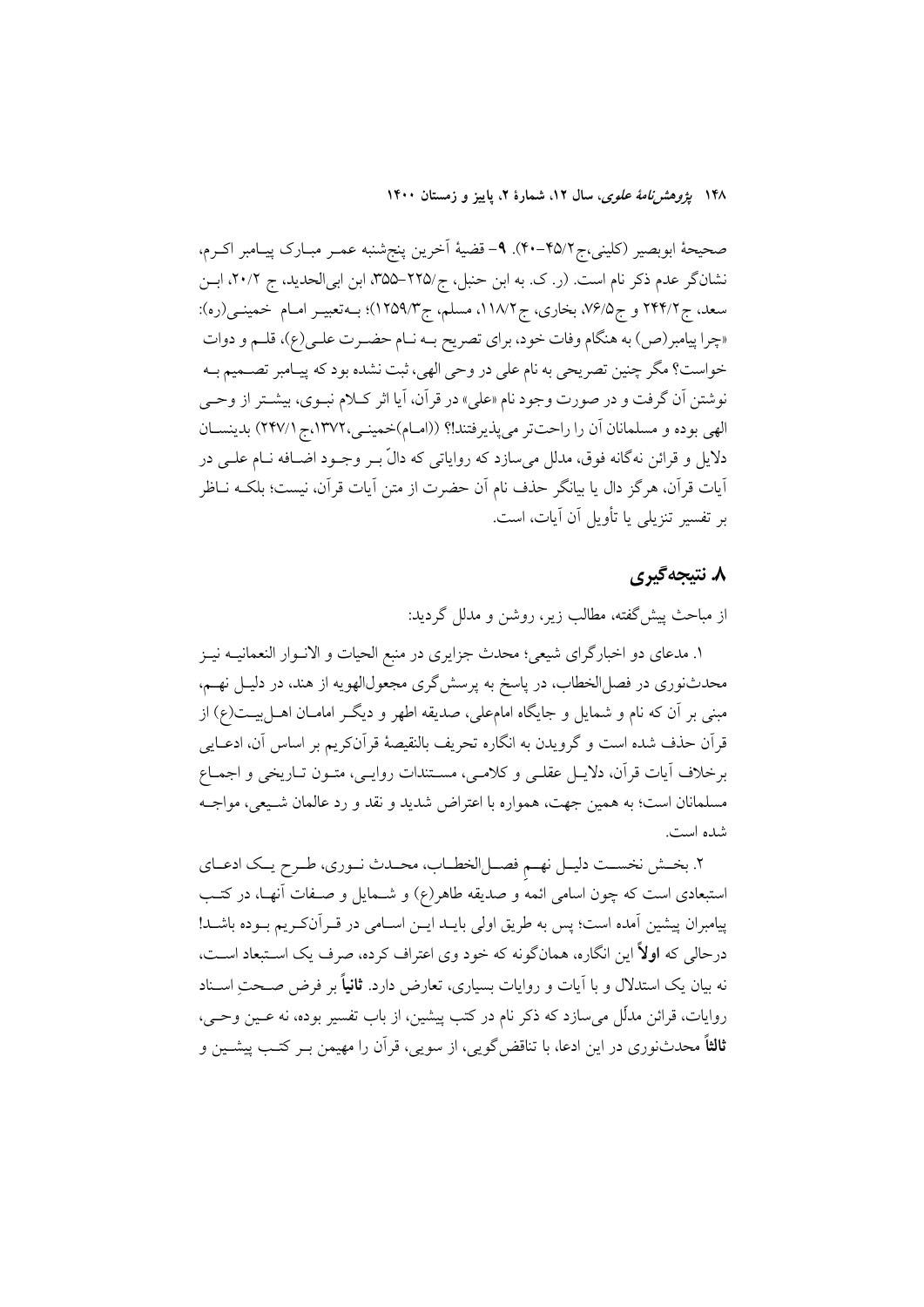صحیحهٔ ابوبصیر (کلینی،ج۲/۴۵-۴۰). **۹**- قضیهٔ آخرین پنج‌شنبه عمـر مبـارک پیـامبر اکـرم، نشانگر عدم ذکر نام است. (ر. ک. به ابن حنبل، ج/۲۲۵-۳۵۵، ابن ابی‌الحدید، ج ۲۰/۲، ابـن سعد، ج۲۴۴/۲ و ج۷۶/۵، بخاری، ج۱۱۸/۲، مسلم، ج۱۲۵۹/۳)؛ بـه‌تعبیـر امـام خمینـی(ره): «چرا پیامبر(ص) به هنگام وفات خود، برای تصریح بـه نـام حضـرت علـی(ع)، قلـم و دوات خواست؟ مگر چنین تصریحی به نام علی در وحی الهی، ثبت نشده بود که پیـامبر تصـمیم بـه نوشتن آن گرفت و در صورت وجود نام «علی» در قرآن، آیا اثر کـلام نبـوی، بیشـتر از وحـی الهی بوده و مسلمانان آن را راحت‌تر می‌پذیرفتند!؟ ((امـام)خمینـی،۱۳۷۲،ج ۲۴۷/۱) بدینسـان دلایل و قرائن نه‌گانه فوق، مدلل می‌سازد که روایاتی که دالّ بـر وجـود اضـافه نـام علـی در آیات قرآن، هرگز دال یا بیانگر حذف نام آن حضرت از متن آیات قرآن، نیست؛ بلکـه نـاظر بر تفسیر تنزیلی یا تأویل آن آیات، است.

## ۸. نتیجه‌گیری

از مباحث پیش‌گفته، مطالب زیر، روشن و مدلل گردید:

۱. مدعای دو اخبارگرای شیعی؛ محدث جزایری در منبع الحیات و الانـوار النعمانیـه نیـز محدث‌نوری در فصل‌الخطاب، در پاسخ به پرسش‌گری مجعول‌الهویه از هند، در دلیـل نهـم، مبنی بر آن که نام و شمایل و جایگاه امام‌علی، صدیقه اطهر و دیگـر امامـان اهـل‌بیـت(ع) از قرآن حذف شده است و گرویدن به انگاره تحریف بالنقیصهٔ قرآن‌کریم بر اساس آن، ادعـایی برخلاف آیات قرآن، دلایـل عقلـی و کلامـی، مسـتندات روایـی، متـون تـاریخی و اجمـاع مسلمانان است؛ به همین جهت، همواره با اعتراض شدید و نقد و رد عالمان شـیعی، مواجـه شده است.

۲. بخـش نخسـت دلیـل نهـمِ فصـل‌الخطـاب، محـدث نـوری، طـرح یـک ادعـای استبعادی است که چون اسامی ائمه و صدیقه طاهر(ع) و شـمایل و صـفات آنهـا، در کتـب پیامبران پیشین آمده است؛ پس به طریق اولی بایـد ایـن اسـامی در قـرآن‌کـریم بـوده باشـد! درحالی که **اولاً** این انگاره، همان‌گونه که خود وی اعتراف کرده، صرف یک اسـتبعاد اسـت، نه بیان یک استدلال و با آیات و روایات بسیاری، تعارض دارد. **ثانیاً** بر فرض صـحتِ اسـناد روایات، قرائن مدلّل می‌سازد که ذکر نام در کتب پیشین، از باب تفسیر بوده، نه عـین وحـی، **ثالثاً** محدث‌نوری در این ادعا، با تناقض‌گویی، از سویی، قرآن را مهیمن بـر کتـب پیشـین و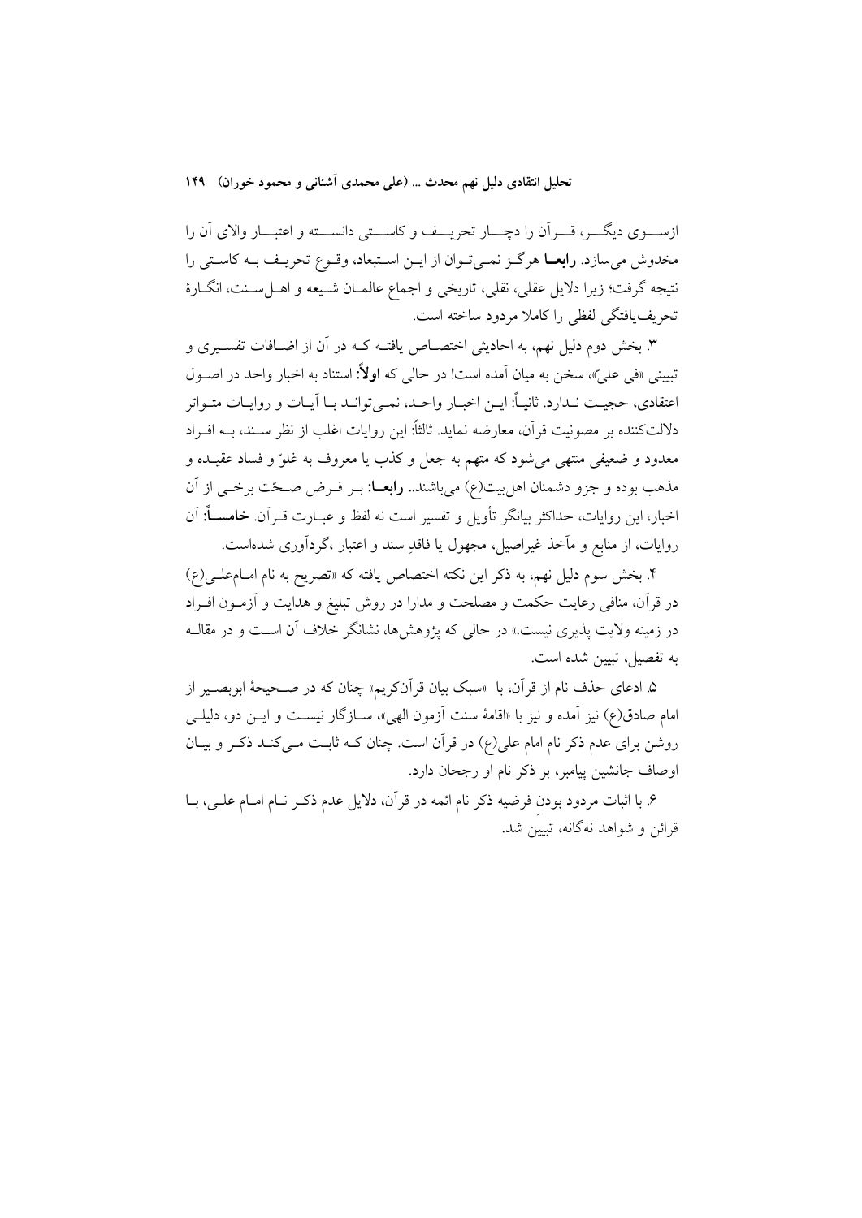ازسوی دیگر، قرآن را دچار تحریف و کاستی دانسته و اعتبار والای آن را مخدوش می‌سازد. **رابعا** هرگز نمی‌توان از این استبعاد، وقوع تحریف به کاستی را نتیجه گرفت؛ زیرا دلایل عقلی، نقلی، تاریخی و اجماع عالمان شیعه و اهل‌سنت، انگارهٔ تحریف‌یافتگی لفظی را کاملا مردود ساخته است.

۳. بخش دوم دلیل نهم، به احادیثی اختصاص یافته که در آن از اضافات تفسیری و تبیینی «فی علیّ»، سخن به میان آمده است! در حالی که **اولاً**: استناد به اخبار واحد در اصول اعتقادی، حجیت ندارد. ثانیاً: این اخبار واحد، نمی‌توانند با آیات و روایات متواتر دلالت‌کننده بر مصونیت قرآن، معارضه نماید. ثالثاً: این روایات اغلب از نظر سند، به افراد معدود و ضعیفی منتهی می‌شود که متهم به جعل و کذب یا معروف به غلوّ و فساد عقیده و مذهب بوده و جزو دشمنان اهل‌بیت(ع) می‌باشند.. **رابعا**: بر فرض صحّت برخی از آن اخبار، این روایات، حداکثر بیانگر تأویل و تفسیر است نه لفظ و عبارت قرآن. **خامساً**: آن روایات، از منابع و مآخذ غیراصیل، مجهول یا فاقدِ سند و اعتبار ،گردآوری شده‌است.

۴. بخش سوم دلیل نهم، به ذکر این نکته اختصاص یافته که «تصریح به نام امام‌علی(ع) در قرآن، منافی رعایت حکمت و مصلحت و مدارا در روش تبلیغ و هدایت و آزمون افراد در زمینه ولایت پذیری نیست.» در حالی که پژوهش‌ها، نشانگر خلاف آن است و در مقاله به تفصیل، تبیین شده است.

۵. ادعای حذف نام از قرآن، با «سبک بیان قرآن‌کریم» چنان که در صحیحهٔ ابوبصیر از امام صادق(ع) نیز آمده و نیز با «اقامهٔ سنت آزمون الهی»، سازگار نیست و این دو، دلیلی روشن برای عدم ذکر نام امام علی(ع) در قرآن است. چنان که ثابت می‌کند ذکر و بیان اوصاف جانشین پیامبر، بر ذکر نام او رجحان دارد.

۶. با اثبات مردود بودنِ فرضیه ذکر نام ائمه در قرآن، دلایل عدم ذکر نام امام علی، با قرائن و شواهد نه‌گانه، تبیین شد.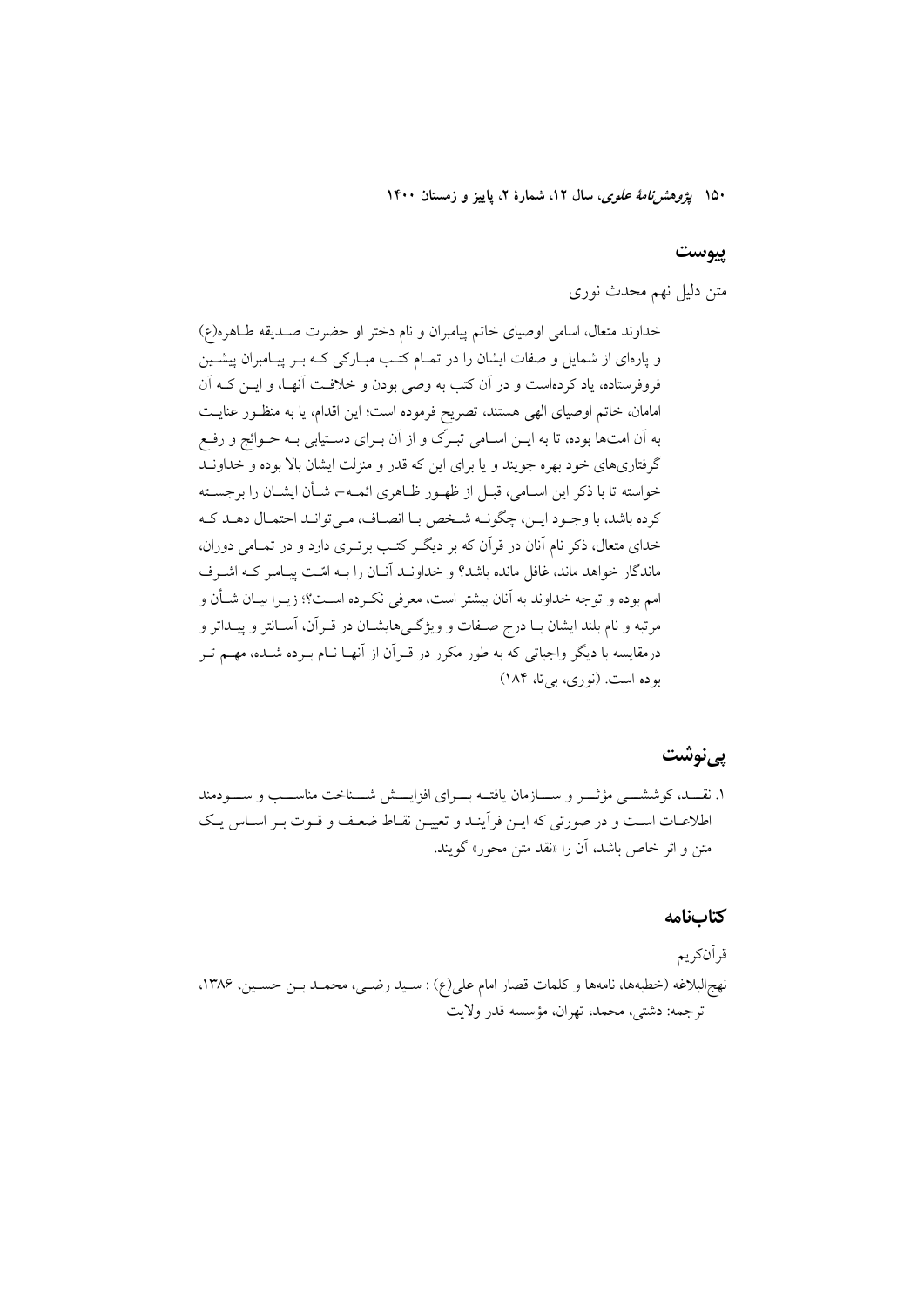## پیوست

متن دلیل نهم محدث نوری

خداوند متعال، اسامی اوصیای خاتم پیامبران و نام دختر او حضرت صدیقه طاهره(ع) و پاره‌ای از شمایل و صفات ایشان را در تمام کتب مبارکی که بر پیامبران پیشین فروفرستاده، یاد کرده‌است و در آن کتب به وصی بودن و خلافت آنها، و این که آن امامان، خاتم اوصیای الهی هستند، تصریح فرموده است؛ این اقدام، یا به منظور عنایت به آن امت‌ها بوده، تا به این اسامی تبرّک و از آن برای دستیابی به حوائج و رفع گرفتاری‌های خود بهره جویند و یا برای این که قدر و منزلت ایشان بالا بوده و خداوند خواسته تا با ذکر این اسامی، قبل از ظهور ظاهری ائمه-، شأن ایشان را برجسته کرده باشد، با وجود این، چگونه شخص با انصاف، می‌تواند احتمال دهد که خدای متعال، ذکر نام آنان در قرآن که بر دیگر کتب برتری دارد و در تمامی دوران، ماندگار خواهد ماند، غافل مانده باشد؟ و خداوند آنان را به امّت پیامبر که اشرف امم بوده و توجه خداوند به آنان بیشتر است، معرفی نکرده است؟؛ زیرا بیان شأن و مرتبه و نام بلند ایشان با درج صفات و ویژگی‌هایشان در قرآن، آسانتر و پیداتر و درمقایسه با دیگر واجباتی که به طور مکرر در قرآن از آنها نام برده شده، مهم تر بوده است. (نوری، بی‌تا، ۱۸۴)

## پی‌نوشت

۱. نقد، کوششی مؤثر و سازمان یافته برای افزایش شناخت مناسب و سودمند اطلاعات است و در صورتی که این فرآیند و تعیین نقاط ضعف و قوت بر اساس یک متن و اثر خاص باشد، آن را «نقد متن محور» گویند.

## کتاب‌نامه

قرآن‌کریم

نهج‌البلاغه (خطبه‌ها، نامه‌ها و کلمات قصار امام علی(ع) : سید رضی، محمد بن حسین، ۱۳۸۶، ترجمه: دشتی، محمد، تهران، مؤسسه قدر ولایت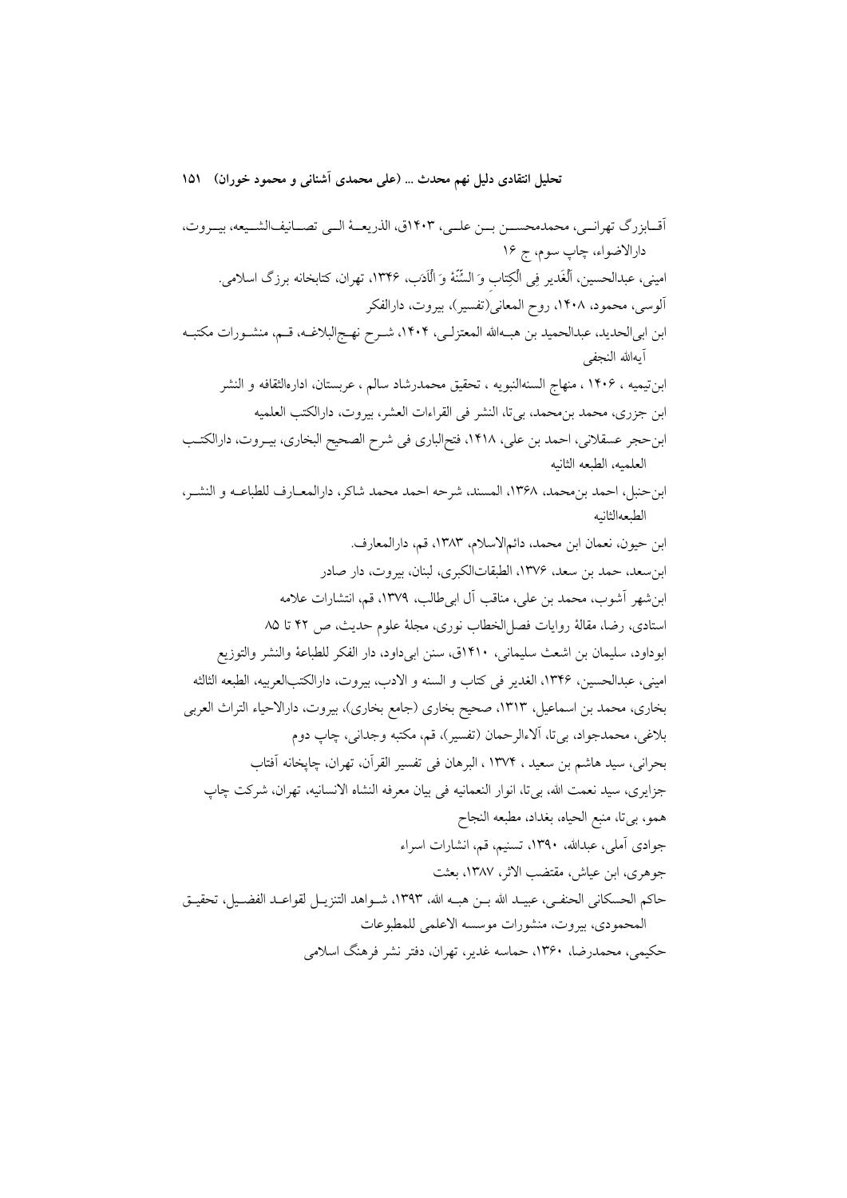آقابزرگ تهرانی، محمدمحسن بن علی، ۱۴۰۳ق، الذریعة الی تصانیف‌الشیعه، بیروت، دارالاضواء، چاپ سوم، ج ۱۶

امینی، عبدالحسین، اَلْغَدیر فِی الْکِتابِ وَ السُّنَّةِ وَ الْأَدَب، ۱۳۴۶، تهران، کتابخانه برزگ اسلامی.

آلوسی، محمود، ۱۴۰۸، روح المعانی(تفسیر)، بیروت، دارالفکر

ابن ابی‌الحدید، عبدالحمید بن هبه‌الله المعتزلی، ۱۴۰۴، شرح نهج‌البلاغه، قم، منشورات مکتبه آیه‌الله النجفی

ابن‌تیمیه ، ۱۴۰۶ ، منهاج السنه‌النبویه ، تحقیق محمدرشاد سالم ، عربستان، اداره‌الثقافه و النشر

ابن جزری، محمد بن‌محمد، بی‌تا، النشر فی القراءات العشر، بیروت، دارالکتب العلمیه

ابن‌حجر عسقلانی، احمد بن علی، ۱۴۱۸، فتح‌الباری فی شرح الصحیح البخاری، بیروت، دارالکتب العلمیه، الطبعه الثانیه

ابن‌حنبل، احمد بن‌محمد، ۱۳۶۸، المسند، شرحه احمد محمد شاکر، دارالمعارف للطباعه و النشر، الطبعه‌الثانیه

ابن حیون، نعمان ابن محمد، دائم‌الاسلام، ۱۳۸۳، قم، دارالمعارف.

ابن‌سعد، حمد بن سعد، ۱۳۷۶، الطبقات‌الکبری، لبنان، بیروت، دار صادر

ابن‌شهر آشوب، محمد بن علی، مناقب آل ابی‌طالب، ۱۳۷۹، قم، انتشارات علامه

استادی، رضا، مقالهٔ روایات فصل‌الخطاب نوری، مجلهٔ علوم حدیث، ص ۴۲ تا ۸۵

ابوداود، سلیمان بن اشعث سلیمانی، ۱۴۱۰ق، سنن ابی‌داود، دار الفکر للطباعة والنشر والتوزیع

امینی، عبدالحسین، ۱۳۴۶، الغدیر فی کتاب و السنه و الادب، بیروت، دارالکتب‌العربیه، الطبعه الثالثه

بخاری، محمد بن اسماعیل، ۱۳۱۳، صحیح بخاری (جامع بخاری)، بیروت، دارالاحیاء التراث العربی

بلاغی، محمدجواد، بی‌تا، آلاءالرحمان (تفسیر)، قم، مکتبه وجدانی، چاپ دوم

بحرانی، سید هاشم بن سعید ، ۱۳۷۴ ، البرهان فی تفسیر القرآن، تهران، چاپخانه آفتاب

جزایری، سید نعمت الله، بی‌تا، انوار النعمانیه فی بیان معرفه النشاه الانسانیه، تهران، شرکت چاپ

همو، بی‌تا، منبع الحیاه، بغداد، مطبعه النجاح

جوادی آملی، عبدالله، ۱۳۹۰، تسنیم، قم، انشارات اسراء

جوهری، ابن عیاش، مقتضب الاثر، ۱۳۸۷، بعثت

حاکم الحسکانی الحنفی، عبید الله بن هبه الله، ۱۳۹۳، شواهد التنزیل لقواعد الفضیل، تحقیق المحمودی، بیروت، منشورات موسسه الاعلمی للمطبوعات

حکیمی، محمدرضا، ۱۳۶۰، حماسه غدیر، تهران، دفتر نشر فرهنگ اسلامی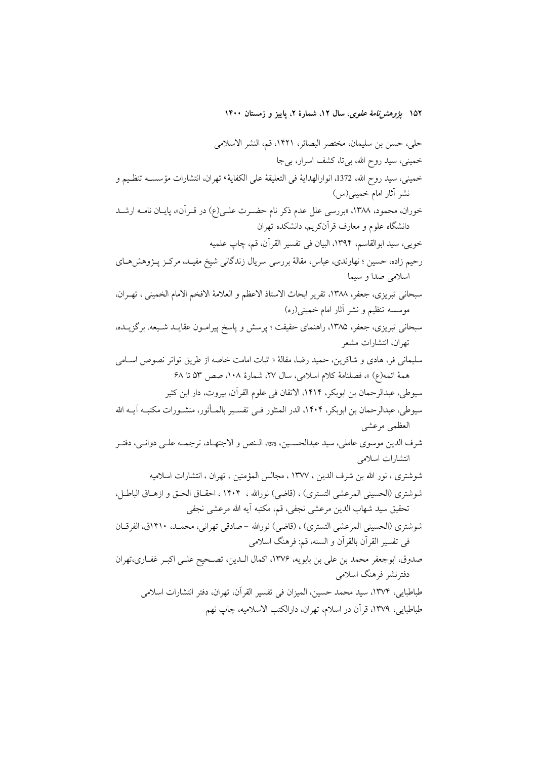حلی، حسن بن سلیمان، مختصر البصائر، ۱۴۲۱، قم، النشر الاسلامی

خمینی، سید روح الله، بی‌تا، کشف اسرار، بی‌جا

خمینی، سید روح الله، 1372، انوارالهدایهٔ فی التعلیقهٔ علی الکفایهٔ؛ تهران، انتشارات مؤسسه تنظیم و نشر آثار امام خمینی(س)

خوران، محمود، ۱۳۸۸، «بررسی علل عدم ذکر نام حضرت علی(ع) در قرآن»، پایان نامه ارشد دانشگاه علوم و معارف قرآن‌کریم، دانشکده تهران

خویی، سید ابوالقاسم، ۱۳۹۴، البیان فی تفسیر القرآن، قم، چاپ علمیه

رحیم زاده، حسین ؛ نهاوندی، عباس، مقالهٔ بررسی سریال زندگانی شیخ مفید، مرکز پژوهش‌های اسلامی صدا و سیما

سبحانی تبریزی، جعفر، ۱۳۸۸، تقریر ابحاث الاستاذ الاعظم و العلامهٔ الافخم الامام الخمینی ، تهران، موسسه تنظیم و نشر آثار امام خمینی(ره)

سبحانی تبریزی، جعفر، ۱۳۸۵، راهنمای حقیقت ؛ پرسش و پاسخ پیرامون عقاید شیعه. برگزیده، تهران، انتشارات مشعر

سلیمانی فر، هادی و شاکرین، حمید رضا، مقالهٔ « اثبات امامت خاصه از طریق تواتر نصوص اسامی همهٔ ائمه(ع) »، فصلنامهٔ کلام اسلامی، سال ۲۷، شمارهٔ ۱۰۸، صص ۵۳ تا ۶۸

سیوطی، عبدالرحمان بن ابوبکر، ۱۴۱۴، الاتقان فی علوم القرآن، بیروت، دار ابن کثیر

سیوطی، عبدالرحمان بن ابوبکر، ۱۴۰۴، الدر المنثور فی تفسیر بالمأثور، منشورات مکتبه آیه الله العظمی مرعشی

شرف الدین موسوی عاملی، سید عبدالحسین، 1375، النص و الاجتهاد، ترجمه علی دوانی، دفتر انتشارات اسلامی

شوشتری ، نور الله بن شرف الدین ، ۱۳۷۷ ، مجالس المؤمنین ، تهران ، انتشارات اسلامیه

شوشتری (الحسینی المرعشی التستری) ، (قاضی) نورالله ، ۱۴۰۴ ، احقاق الحق و ازهاق الباطل، تحقیق سید شهاب الدین مرعشی نجفی، قم، مکتبه آیه الله مرعشی نجفی

شوشتری (الحسینی المرعشی التستری) ، (قاضی) نورالله – صادقی تهرانی، محمد، ۱۴۱۰ق، الفرقان فی تفسیر القرآن بالقرآن و السنه، قم: فرهنگ اسلامی

صدوق، ابوجعفر محمد بن علی بن بابویه، ۱۳۷۶، اکمال الدین، تصحیح علی اکبر غفاری،تهران دفترنشر فرهنگ اسلامی

طباطبایی، ۱۳۷۴، سید محمد حسین، المیزان فی تفسیر القرآن، تهران، دفتر انتشارات اسلامی

طباطبایی، ۱۳۷۹، قرآن در اسلام، تهران، دارالکتب الاسلامیه، چاپ نهم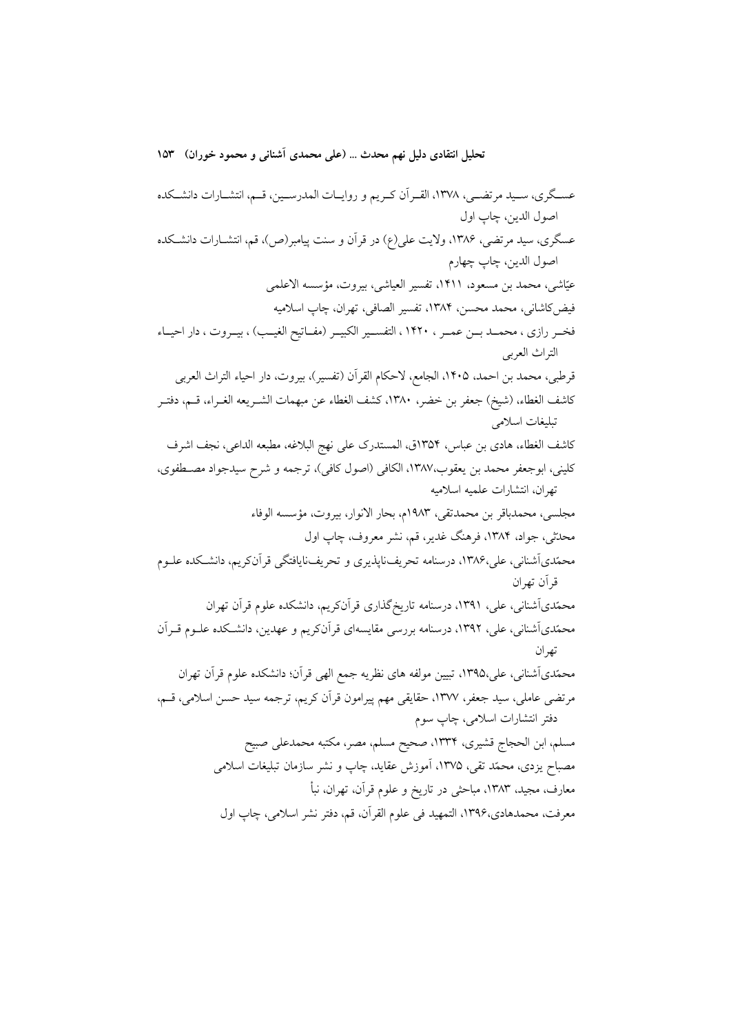عسگری، سید مرتضی، ۱۳۷۸، القرآن کریم و روایات المدرسین، قم، انتشارات دانشکده اصول الدین، چاپ اول

عسگری، سید مرتضی، ۱۳۸۶، ولایت علی(ع) در قرآن و سنت پیامبر(ص)، قم، انتشارات دانشکده اصول الدین، چاپ چهارم

عیّاشی، محمد بن مسعود، ۱۴۱۱، تفسیر العیاشی، بیروت، مؤسسه الاعلمی

فیض‌کاشانی، محمد محسن، ۱۳۸۴، تفسیر الصافی، تهران، چاپ اسلامیه

فخر رازی ، محمد بن عمر ، ۱۴۲۰ ، التفسیر الکبیر (مفاتیح الغیب) ، بیروت ، دار احیاء التراث العربی

قرطبی، محمد بن احمد، ۱۴۰۵، الجامع، لاحکام القرآن (تفسیر)، بیروت، دار احیاء التراث العربی

کاشف الغطاء، (شیخ) جعفر بن خضر، ۱۳۸۰، کشف الغطاء عن مبهمات الشریعه الغراء، قم، دفتر تبلیغات اسلامی

کاشف الغطاء، هادی بن عباس، ۱۳۵۴ق، المستدرک علی نهج البلاغه، مطبعه الداعی، نجف اشرف

کلینی، ابوجعفر محمد بن یعقوب،۱۳۸۷، الکافی (اصول کافی)، ترجمه و شرح سیدجواد مصطفوی، تهران، انتشارات علمیه اسلامیه

مجلسی، محمدباقر بن محمدتقی، ۱۹۸۳م، بحار الانوار، بیروت، مؤسسه الوفاء

محدثی، جواد، ۱۳۸۴، فرهنگ غدیر، قم، نشر معروف، چاپ اول

محمّدی‌آشنانی، علی،۱۳۸۶، درسنامه تحریف‌ناپذیری و تحریف‌نایافتگی قرآن‌کریم، دانشکده علوم قرآن تهران

محمّدی‌آشنانی، علی، ۱۳۹۱، درسنامه تاریخ‌گذاری قرآن‌کریم، دانشکده علوم قرآن تهران

محمّدی‌آشنانی، علی، ۱۳۹۲، درسنامه بررسی مقایسه‌ای قرآن‌کریم و عهدین، دانشکده علوم قرآن تهران

محمّدی‌آشنانی، علی،۱۳۹۵، تبیین مولفه های نظریه جمع الهی قرآن؛ دانشکده علوم قرآن تهران

مرتضی عاملی، سید جعفر، ۱۳۷۷، حقایقی مهم پیرامون قرآن کریم، ترجمه سید حسن اسلامی، قم، دفتر انتشارات اسلامی، چاپ سوم

مسلم، ابن الحجاج قشیری، ۱۳۳۴، صحیح مسلم، مصر، مکتبه محمدعلی صبیح

مصباح یزدی، محمّد تقی، ۱۳۷۵، آموزش عقاید، چاپ و نشر سازمان تبلیغات اسلامی

معارف، مجید، ۱۳۸۳، مباحثی در تاریخ و علوم قرآن، تهران، نبأ

معرفت، محمدهادی،۱۳۹۶، التمهید فی علوم القرآن، قم، دفتر نشر اسلامی، چاپ اول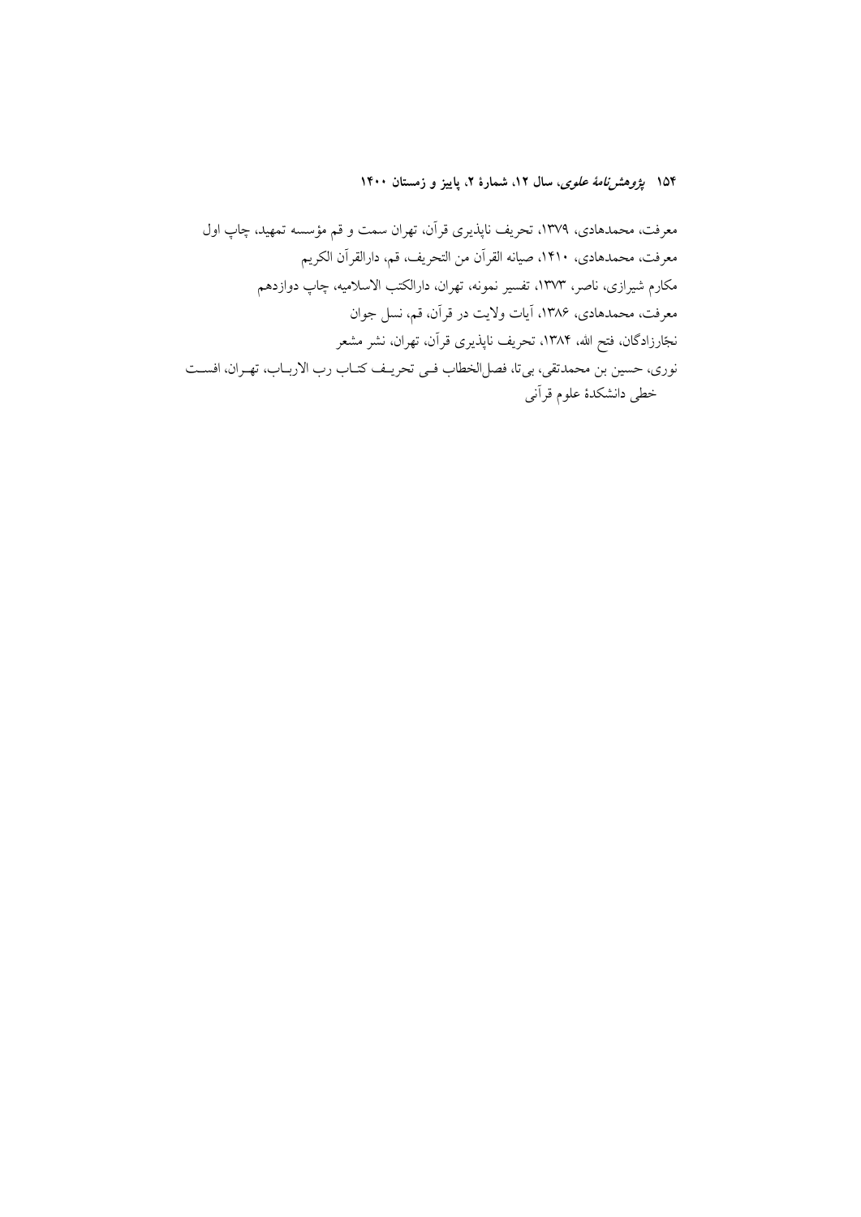معرفت، محمدهادی، ۱۳۷۹، تحریف ناپذیری قرآن، تهران سمت و قم مؤسسه تمهید، چاپ اول

معرفت، محمدهادی، ۱۴۱۰، صیانه القرآن من التحریف، قم، دارالقرآن الکریم

مکارم شیرازی، ناصر، ۱۳۷۳، تفسیر نمونه، تهران، دارالکتب الاسلامیه، چاپ دوازدهم

معرفت، محمدهادی، ۱۳۸۶، آیات ولایت در قرآن، قم، نسل جوان

نجّارزادگان، فتح الله، ۱۳۸۴، تحریف ناپذیری قرآن، تهران، نشر مشعر

نوری، حسین بن محمدتقی، بی‌تا، فصل‌الخطاب فی تحریف کتاب رب الارباب، تهران، افست خطی دانشکدهٔ علوم قرآنی